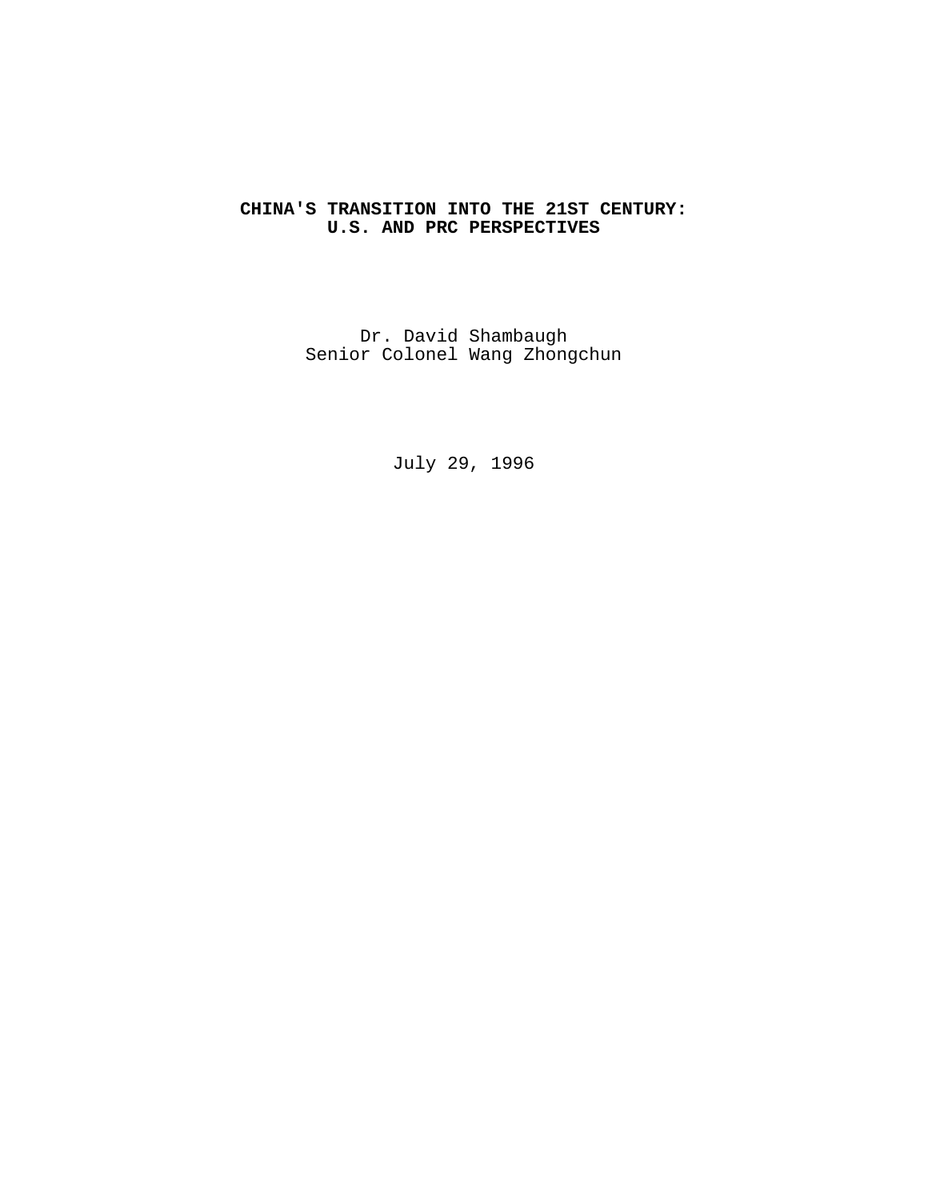# CHINA'S TRANSITION INTO THE 21ST CENTURY: U.S. AND PRC PERSPECTIVES

Dr. David Shambaugh
Senior Colonel Wang Zhongchun

July 29, 1996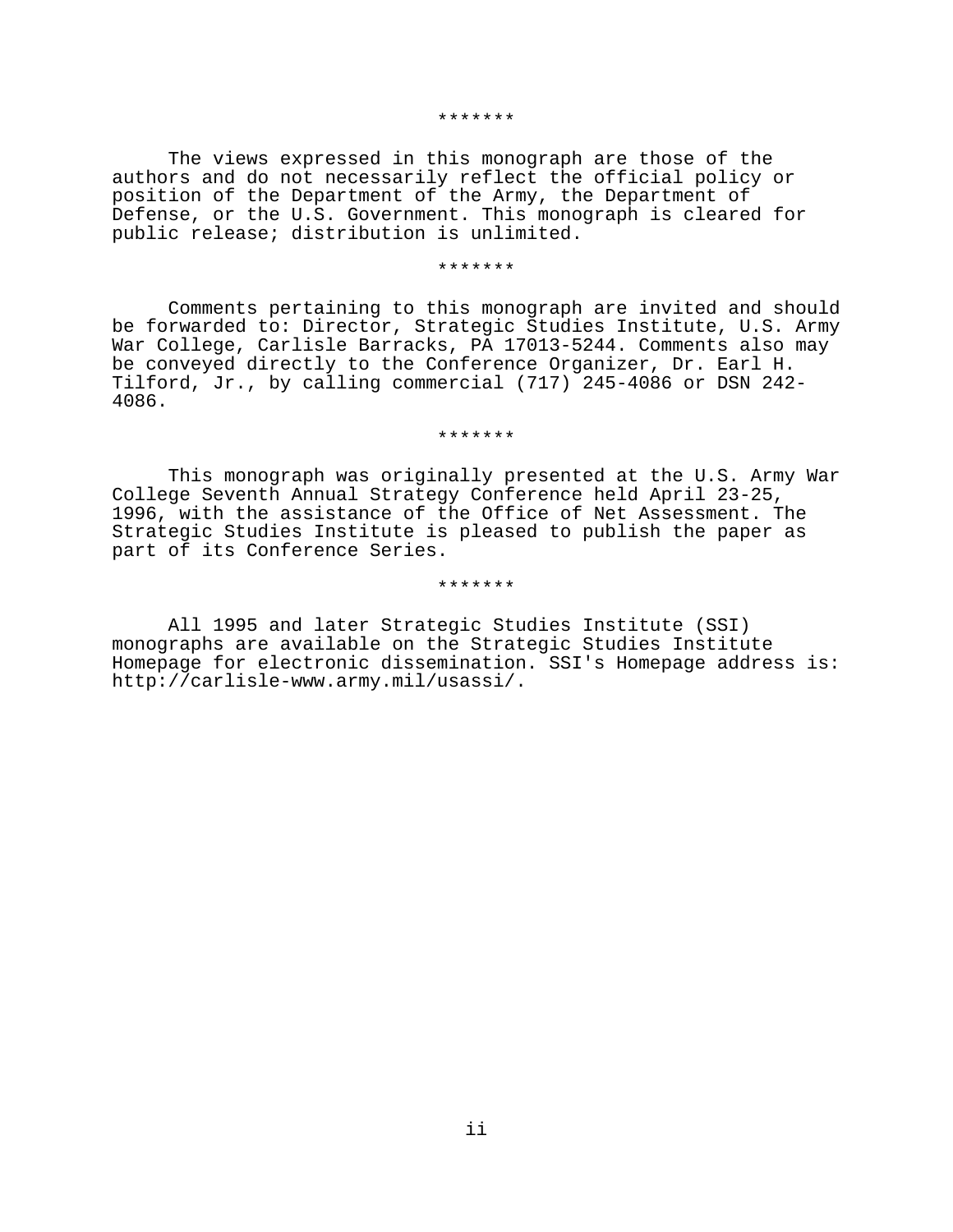*******

The views expressed in this monograph are those of the authors and do not necessarily reflect the official policy or position of the Department of the Army, the Department of Defense, or the U.S. Government. This monograph is cleared for public release; distribution is unlimited.

*******

Comments pertaining to this monograph are invited and should be forwarded to: Director, Strategic Studies Institute, U.S. Army War College, Carlisle Barracks, PA 17013-5244. Comments also may be conveyed directly to the Conference Organizer, Dr. Earl H. Tilford, Jr., by calling commercial (717) 245-4086 or DSN 242-4086.

*******

This monograph was originally presented at the U.S. Army War College Seventh Annual Strategy Conference held April 23-25, 1996, with the assistance of the Office of Net Assessment. The Strategic Studies Institute is pleased to publish the paper as part of its Conference Series.

*******

All 1995 and later Strategic Studies Institute (SSI) monographs are available on the Strategic Studies Institute Homepage for electronic dissemination. SSI's Homepage address is: http://carlisle-www.army.mil/usassi/.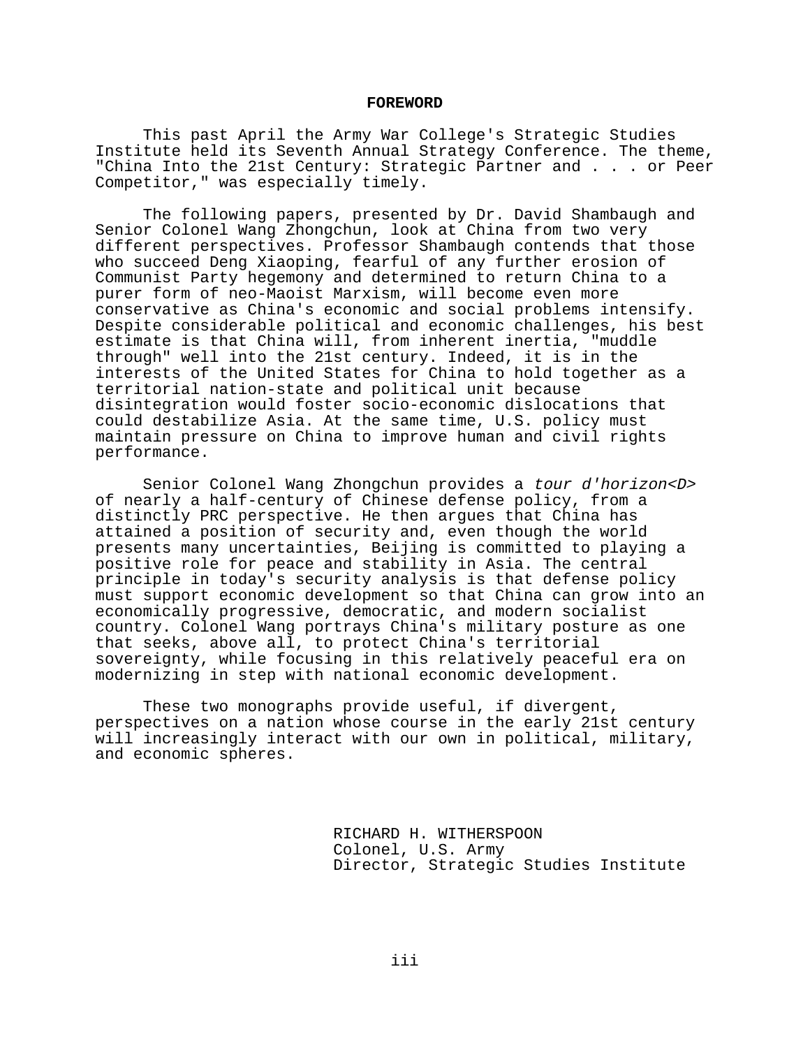## FOREWORD

This past April the Army War College's Strategic Studies Institute held its Seventh Annual Strategy Conference. The theme, "China Into the 21st Century: Strategic Partner and . . . or Peer Competitor," was especially timely.

The following papers, presented by Dr. David Shambaugh and Senior Colonel Wang Zhongchun, look at China from two very different perspectives. Professor Shambaugh contends that those who succeed Deng Xiaoping, fearful of any further erosion of Communist Party hegemony and determined to return China to a purer form of neo-Maoist Marxism, will become even more conservative as China's economic and social problems intensify. Despite considerable political and economic challenges, his best estimate is that China will, from inherent inertia, "muddle through" well into the 21st century. Indeed, it is in the interests of the United States for China to hold together as a territorial nation-state and political unit because disintegration would foster socio-economic dislocations that could destabilize Asia. At the same time, U.S. policy must maintain pressure on China to improve human and civil rights performance.

Senior Colonel Wang Zhongchun provides a *tour d'horizon<D>* of nearly a half-century of Chinese defense policy, from a distinctly PRC perspective. He then argues that China has attained a position of security and, even though the world presents many uncertainties, Beijing is committed to playing a positive role for peace and stability in Asia. The central principle in today's security analysis is that defense policy must support economic development so that China can grow into an economically progressive, democratic, and modern socialist country. Colonel Wang portrays China's military posture as one that seeks, above all, to protect China's territorial sovereignty, while focusing in this relatively peaceful era on modernizing in step with national economic development.

These two monographs provide useful, if divergent, perspectives on a nation whose course in the early 21st century will increasingly interact with our own in political, military, and economic spheres.

RICHARD H. WITHERSPOON
Colonel, U.S. Army
Director, Strategic Studies Institute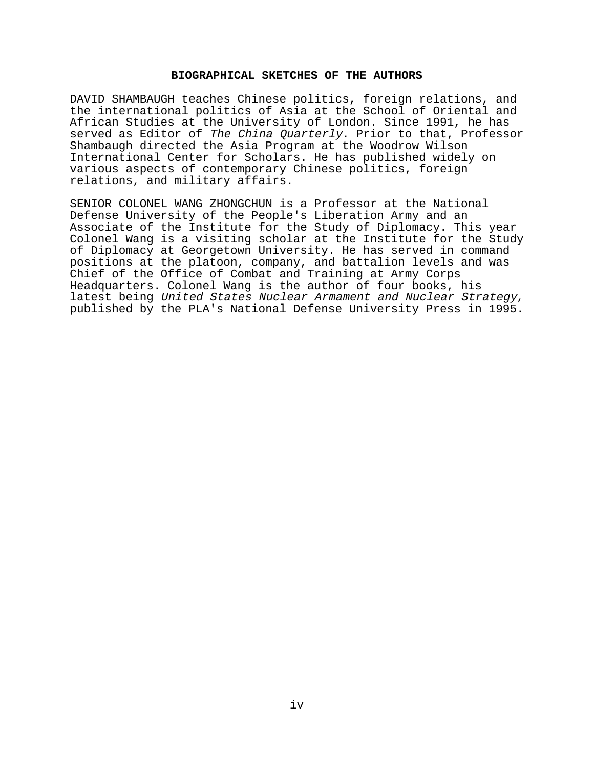## BIOGRAPHICAL SKETCHES OF THE AUTHORS

DAVID SHAMBAUGH teaches Chinese politics, foreign relations, and the international politics of Asia at the School of Oriental and African Studies at the University of London. Since 1991, he has served as Editor of *The China Quarterly*. Prior to that, Professor Shambaugh directed the Asia Program at the Woodrow Wilson International Center for Scholars. He has published widely on various aspects of contemporary Chinese politics, foreign relations, and military affairs.

SENIOR COLONEL WANG ZHONGCHUN is a Professor at the National Defense University of the People's Liberation Army and an Associate of the Institute for the Study of Diplomacy. This year Colonel Wang is a visiting scholar at the Institute for the Study of Diplomacy at Georgetown University. He has served in command positions at the platoon, company, and battalion levels and was Chief of the Office of Combat and Training at Army Corps Headquarters. Colonel Wang is the author of four books, his latest being *United States Nuclear Armament and Nuclear Strategy*, published by the PLA's National Defense University Press in 1995.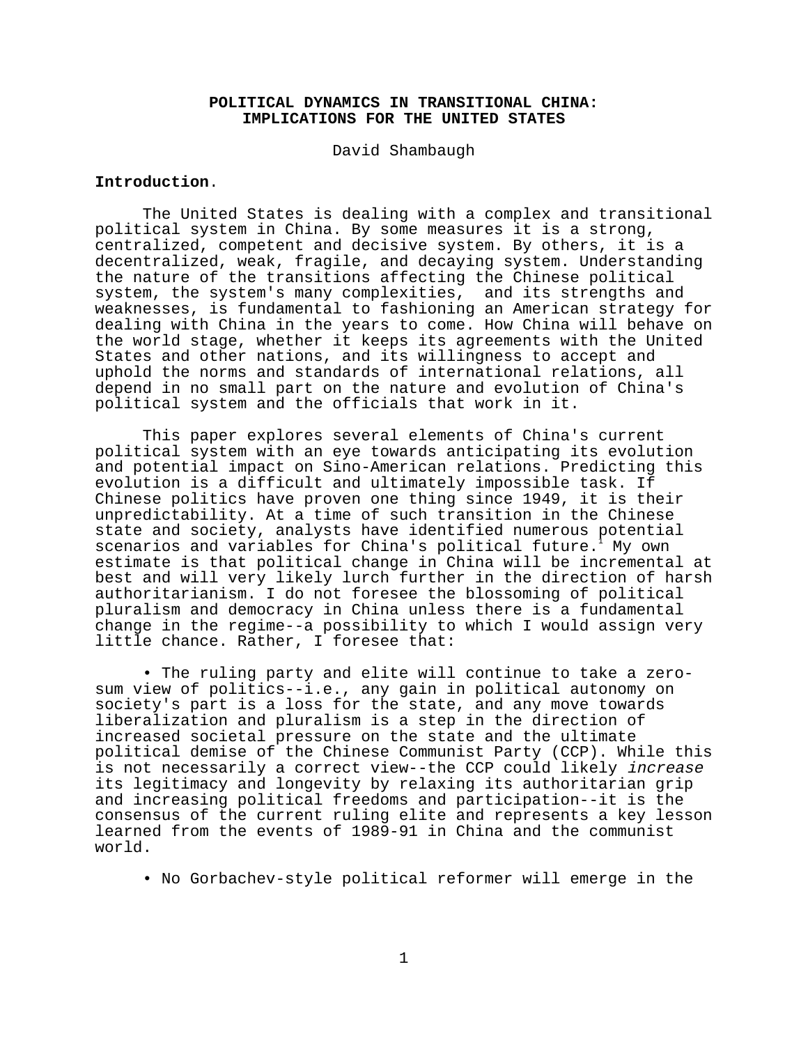**POLITICAL DYNAMICS IN TRANSITIONAL CHINA: IMPLICATIONS FOR THE UNITED STATES**

David Shambaugh

**Introduction**.

The United States is dealing with a complex and transitional political system in China. By some measures it is a strong, centralized, competent and decisive system. By others, it is a decentralized, weak, fragile, and decaying system. Understanding the nature of the transitions affecting the Chinese political system, the system's many complexities, and its strengths and weaknesses, is fundamental to fashioning an American strategy for dealing with China in the years to come. How China will behave on the world stage, whether it keeps its agreements with the United States and other nations, and its willingness to accept and uphold the norms and standards of international relations, all depend in no small part on the nature and evolution of China's political system and the officials that work in it.

This paper explores several elements of China's current political system with an eye towards anticipating its evolution and potential impact on Sino-American relations. Predicting this evolution is a difficult and ultimately impossible task. If Chinese politics have proven one thing since 1949, it is their unpredictability. At a time of such transition in the Chinese state and society, analysts have identified numerous potential scenarios and variables for China's political future.[1] My own estimate is that political change in China will be incremental at best and will very likely lurch further in the direction of harsh authoritarianism. I do not foresee the blossoming of political pluralism and democracy in China unless there is a fundamental change in the regime--a possibility to which I would assign very little chance. Rather, I foresee that:

- The ruling party and elite will continue to take a zero-sum view of politics--i.e., any gain in political autonomy on society's part is a loss for the state, and any move towards liberalization and pluralism is a step in the direction of increased societal pressure on the state and the ultimate political demise of the Chinese Communist Party (CCP). While this is not necessarily a correct view--the CCP could likely *increase* its legitimacy and longevity by relaxing its authoritarian grip and increasing political freedoms and participation--it is the consensus of the current ruling elite and represents a key lesson learned from the events of 1989-91 in China and the communist world.

- No Gorbachev-style political reformer will emerge in the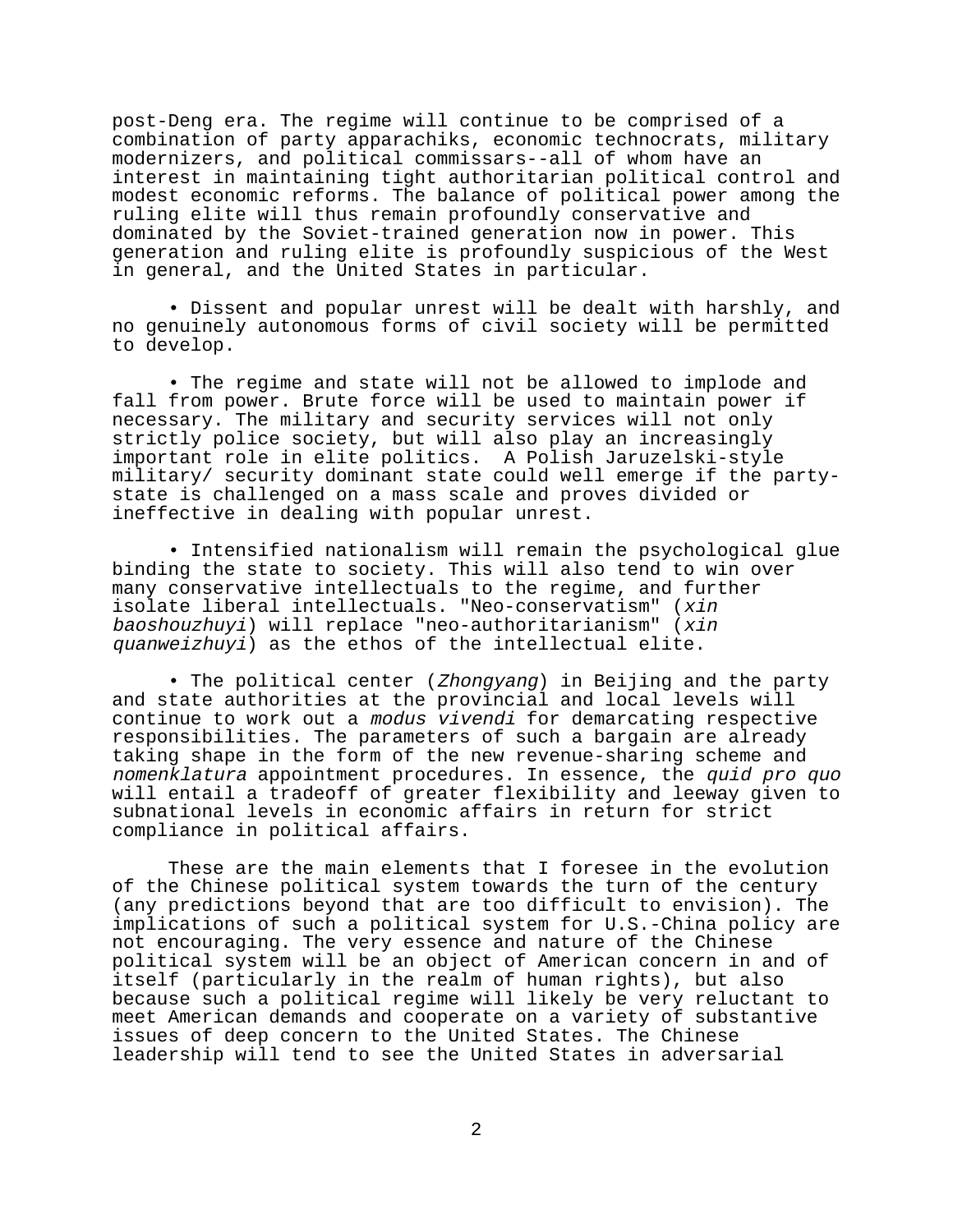post-Deng era. The regime will continue to be comprised of a combination of party apparachiks, economic technocrats, military modernizers, and political commissars--all of whom have an interest in maintaining tight authoritarian political control and modest economic reforms. The balance of political power among the ruling elite will thus remain profoundly conservative and dominated by the Soviet-trained generation now in power. This generation and ruling elite is profoundly suspicious of the West in general, and the United States in particular.

- Dissent and popular unrest will be dealt with harshly, and no genuinely autonomous forms of civil society will be permitted to develop.

- The regime and state will not be allowed to implode and fall from power. Brute force will be used to maintain power if necessary. The military and security services will not only strictly police society, but will also play an increasingly important role in elite politics. A Polish Jaruzelski-style military/ security dominant state could well emerge if the party-state is challenged on a mass scale and proves divided or ineffective in dealing with popular unrest.

- Intensified nationalism will remain the psychological glue binding the state to society. This will also tend to win over many conservative intellectuals to the regime, and further isolate liberal intellectuals. "Neo-conservatism" (*xin baoshouzhuyi*) will replace "neo-authoritarianism" (*xin quanweizhuyi*) as the ethos of the intellectual elite.

- The political center (*Zhongyang*) in Beijing and the party and state authorities at the provincial and local levels will continue to work out a *modus vivendi* for demarcating respective responsibilities. The parameters of such a bargain are already taking shape in the form of the new revenue-sharing scheme and *nomenklatura* appointment procedures. In essence, the *quid pro quo* will entail a tradeoff of greater flexibility and leeway given to subnational levels in economic affairs in return for strict compliance in political affairs.

These are the main elements that I foresee in the evolution of the Chinese political system towards the turn of the century (any predictions beyond that are too difficult to envision). The implications of such a political system for U.S.-China policy are not encouraging. The very essence and nature of the Chinese political system will be an object of American concern in and of itself (particularly in the realm of human rights), but also because such a political regime will likely be very reluctant to meet American demands and cooperate on a variety of substantive issues of deep concern to the United States. The Chinese leadership will tend to see the United States in adversarial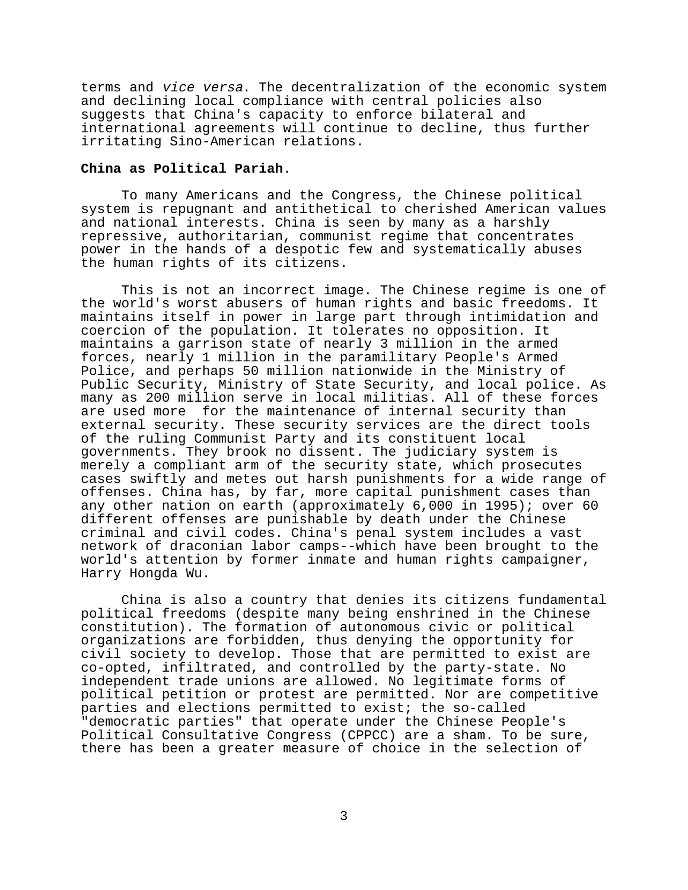terms and *vice versa*. The decentralization of the economic system and declining local compliance with central policies also suggests that China's capacity to enforce bilateral and international agreements will continue to decline, thus further irritating Sino-American relations.

**China as Political Pariah**.

To many Americans and the Congress, the Chinese political system is repugnant and antithetical to cherished American values and national interests. China is seen by many as a harshly repressive, authoritarian, communist regime that concentrates power in the hands of a despotic few and systematically abuses the human rights of its citizens.

This is not an incorrect image. The Chinese regime is one of the world's worst abusers of human rights and basic freedoms. It maintains itself in power in large part through intimidation and coercion of the population. It tolerates no opposition. It maintains a garrison state of nearly 3 million in the armed forces, nearly 1 million in the paramilitary People's Armed Police, and perhaps 50 million nationwide in the Ministry of Public Security, Ministry of State Security, and local police. As many as 200 million serve in local militias. All of these forces are used more for the maintenance of internal security than external security. These security services are the direct tools of the ruling Communist Party and its constituent local governments. They brook no dissent. The judiciary system is merely a compliant arm of the security state, which prosecutes cases swiftly and metes out harsh punishments for a wide range of offenses. China has, by far, more capital punishment cases than any other nation on earth (approximately 6,000 in 1995); over 60 different offenses are punishable by death under the Chinese criminal and civil codes. China's penal system includes a vast network of draconian labor camps--which have been brought to the world's attention by former inmate and human rights campaigner, Harry Hongda Wu.

China is also a country that denies its citizens fundamental political freedoms (despite many being enshrined in the Chinese constitution). The formation of autonomous civic or political organizations are forbidden, thus denying the opportunity for civil society to develop. Those that are permitted to exist are co-opted, infiltrated, and controlled by the party-state. No independent trade unions are allowed. No legitimate forms of political petition or protest are permitted. Nor are competitive parties and elections permitted to exist; the so-called "democratic parties" that operate under the Chinese People's Political Consultative Congress (CPPCC) are a sham. To be sure, there has been a greater measure of choice in the selection of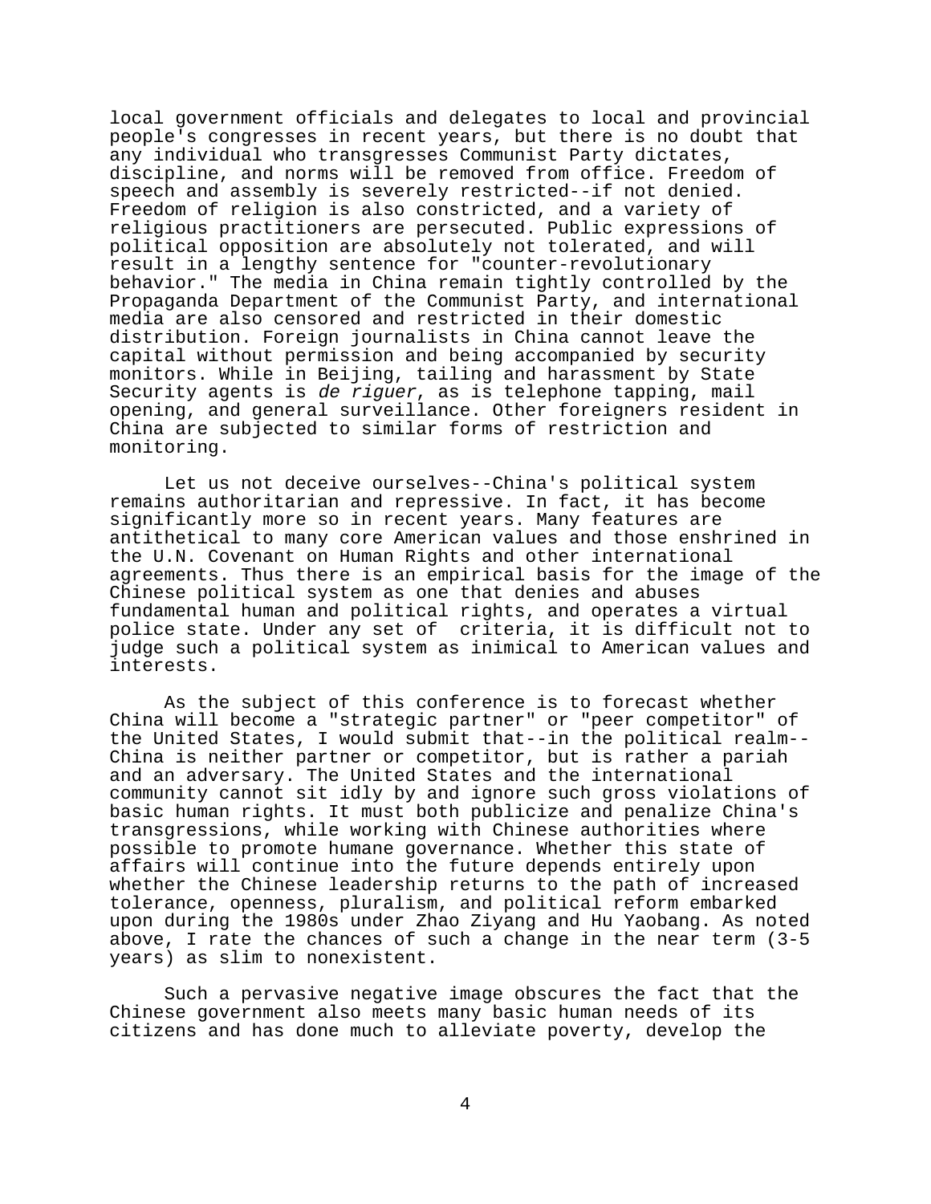local government officials and delegates to local and provincial people's congresses in recent years, but there is no doubt that any individual who transgresses Communist Party dictates, discipline, and norms will be removed from office. Freedom of speech and assembly is severely restricted--if not denied. Freedom of religion is also constricted, and a variety of religious practitioners are persecuted. Public expressions of political opposition are absolutely not tolerated, and will result in a lengthy sentence for "counter-revolutionary behavior." The media in China remain tightly controlled by the Propaganda Department of the Communist Party, and international media are also censored and restricted in their domestic distribution. Foreign journalists in China cannot leave the capital without permission and being accompanied by security monitors. While in Beijing, tailing and harassment by State Security agents is *de riguer*, as is telephone tapping, mail opening, and general surveillance. Other foreigners resident in China are subjected to similar forms of restriction and monitoring.

Let us not deceive ourselves--China's political system remains authoritarian and repressive. In fact, it has become significantly more so in recent years. Many features are antithetical to many core American values and those enshrined in the U.N. Covenant on Human Rights and other international agreements. Thus there is an empirical basis for the image of the Chinese political system as one that denies and abuses fundamental human and political rights, and operates a virtual police state. Under any set of criteria, it is difficult not to judge such a political system as inimical to American values and interests.

As the subject of this conference is to forecast whether China will become a "strategic partner" or "peer competitor" of the United States, I would submit that--in the political realm--China is neither partner or competitor, but is rather a pariah and an adversary. The United States and the international community cannot sit idly by and ignore such gross violations of basic human rights. It must both publicize and penalize China's transgressions, while working with Chinese authorities where possible to promote humane governance. Whether this state of affairs will continue into the future depends entirely upon whether the Chinese leadership returns to the path of increased tolerance, openness, pluralism, and political reform embarked upon during the 1980s under Zhao Ziyang and Hu Yaobang. As noted above, I rate the chances of such a change in the near term (3-5 years) as slim to nonexistent.

Such a pervasive negative image obscures the fact that the Chinese government also meets many basic human needs of its citizens and has done much to alleviate poverty, develop the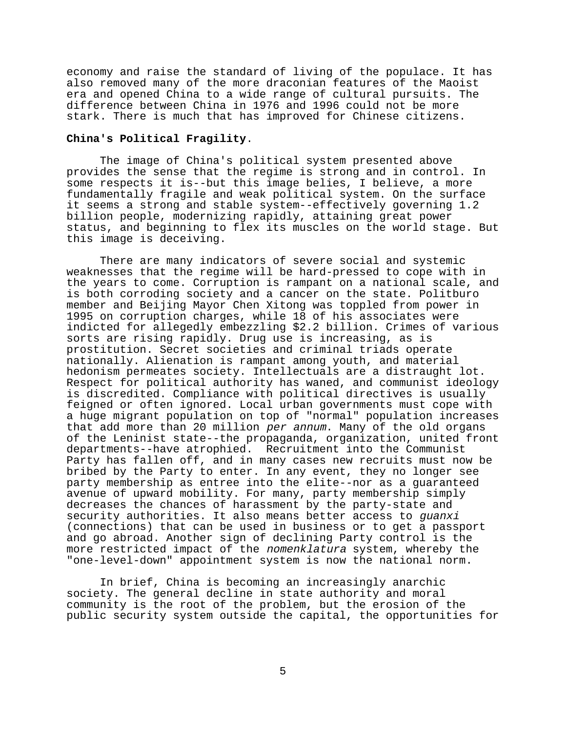economy and raise the standard of living of the populace. It has also removed many of the more draconian features of the Maoist era and opened China to a wide range of cultural pursuits. The difference between China in 1976 and 1996 could not be more stark. There is much that has improved for Chinese citizens.

**China's Political Fragility**.

The image of China's political system presented above provides the sense that the regime is strong and in control. In some respects it is--but this image belies, I believe, a more fundamentally fragile and weak political system. On the surface it seems a strong and stable system--effectively governing 1.2 billion people, modernizing rapidly, attaining great power status, and beginning to flex its muscles on the world stage. But this image is deceiving.

There are many indicators of severe social and systemic weaknesses that the regime will be hard-pressed to cope with in the years to come. Corruption is rampant on a national scale, and is both corroding society and a cancer on the state. Politburo member and Beijing Mayor Chen Xitong was toppled from power in 1995 on corruption charges, while 18 of his associates were indicted for allegedly embezzling $2.2 billion. Crimes of various sorts are rising rapidly. Drug use is increasing, as is prostitution. Secret societies and criminal triads operate nationally. Alienation is rampant among youth, and material hedonism permeates society. Intellectuals are a distraught lot. Respect for political authority has waned, and communist ideology is discredited. Compliance with political directives is usually feigned or often ignored. Local urban governments must cope with a huge migrant population on top of "normal" population increases that add more than 20 million *per annum*. Many of the old organs of the Leninist state--the propaganda, organization, united front departments--have atrophied. Recruitment into the Communist Party has fallen off, and in many cases new recruits must now be bribed by the Party to enter. In any event, they no longer see party membership as entree into the elite--nor as a guaranteed avenue of upward mobility. For many, party membership simply decreases the chances of harassment by the party-state and security authorities. It also means better access to *guanxi* (connections) that can be used in business or to get a passport and go abroad. Another sign of declining Party control is the more restricted impact of the *nomenklatura* system, whereby the "one-level-down" appointment system is now the national norm.

In brief, China is becoming an increasingly anarchic society. The general decline in state authority and moral community is the root of the problem, but the erosion of the public security system outside the capital, the opportunities for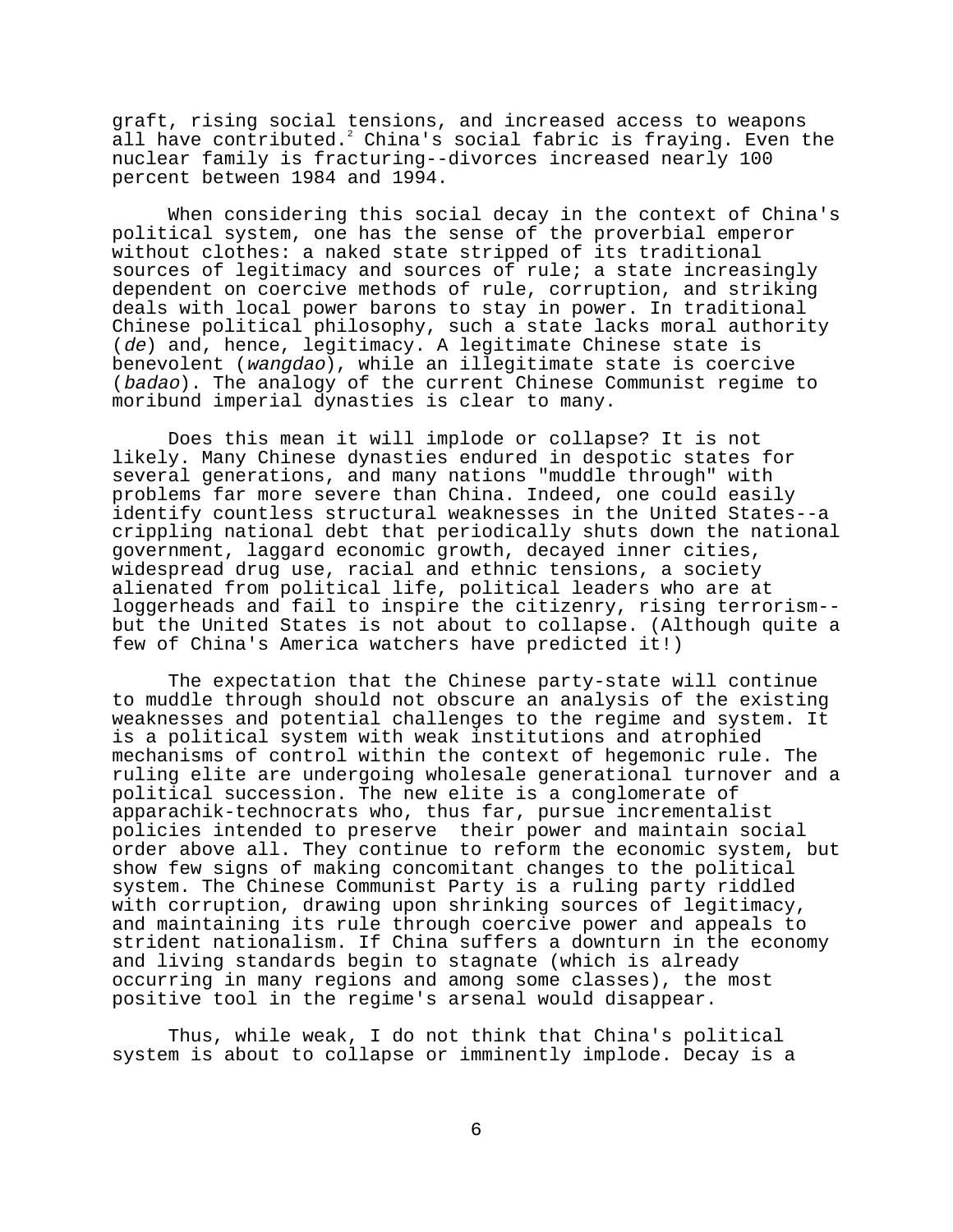graft, rising social tensions, and increased access to weapons all have contributed.[2] China's social fabric is fraying. Even the nuclear family is fracturing--divorces increased nearly 100 percent between 1984 and 1994.

When considering this social decay in the context of China's political system, one has the sense of the proverbial emperor without clothes: a naked state stripped of its traditional sources of legitimacy and sources of rule; a state increasingly dependent on coercive methods of rule, corruption, and striking deals with local power barons to stay in power. In traditional Chinese political philosophy, such a state lacks moral authority (*de*) and, hence, legitimacy. A legitimate Chinese state is benevolent (*wangdao*), while an illegitimate state is coercive (*badao*). The analogy of the current Chinese Communist regime to moribund imperial dynasties is clear to many.

Does this mean it will implode or collapse? It is not likely. Many Chinese dynasties endured in despotic states for several generations, and many nations "muddle through" with problems far more severe than China. Indeed, one could easily identify countless structural weaknesses in the United States--a crippling national debt that periodically shuts down the national government, laggard economic growth, decayed inner cities, widespread drug use, racial and ethnic tensions, a society alienated from political life, political leaders who are at loggerheads and fail to inspire the citizenry, rising terrorism--but the United States is not about to collapse. (Although quite a few of China's America watchers have predicted it!)

The expectation that the Chinese party-state will continue to muddle through should not obscure an analysis of the existing weaknesses and potential challenges to the regime and system. It is a political system with weak institutions and atrophied mechanisms of control within the context of hegemonic rule. The ruling elite are undergoing wholesale generational turnover and a political succession. The new elite is a conglomerate of apparachik-technocrats who, thus far, pursue incrementalist policies intended to preserve their power and maintain social order above all. They continue to reform the economic system, but show few signs of making concomitant changes to the political system. The Chinese Communist Party is a ruling party riddled with corruption, drawing upon shrinking sources of legitimacy, and maintaining its rule through coercive power and appeals to strident nationalism. If China suffers a downturn in the economy and living standards begin to stagnate (which is already occurring in many regions and among some classes), the most positive tool in the regime's arsenal would disappear.

Thus, while weak, I do not think that China's political system is about to collapse or imminently implode. Decay is a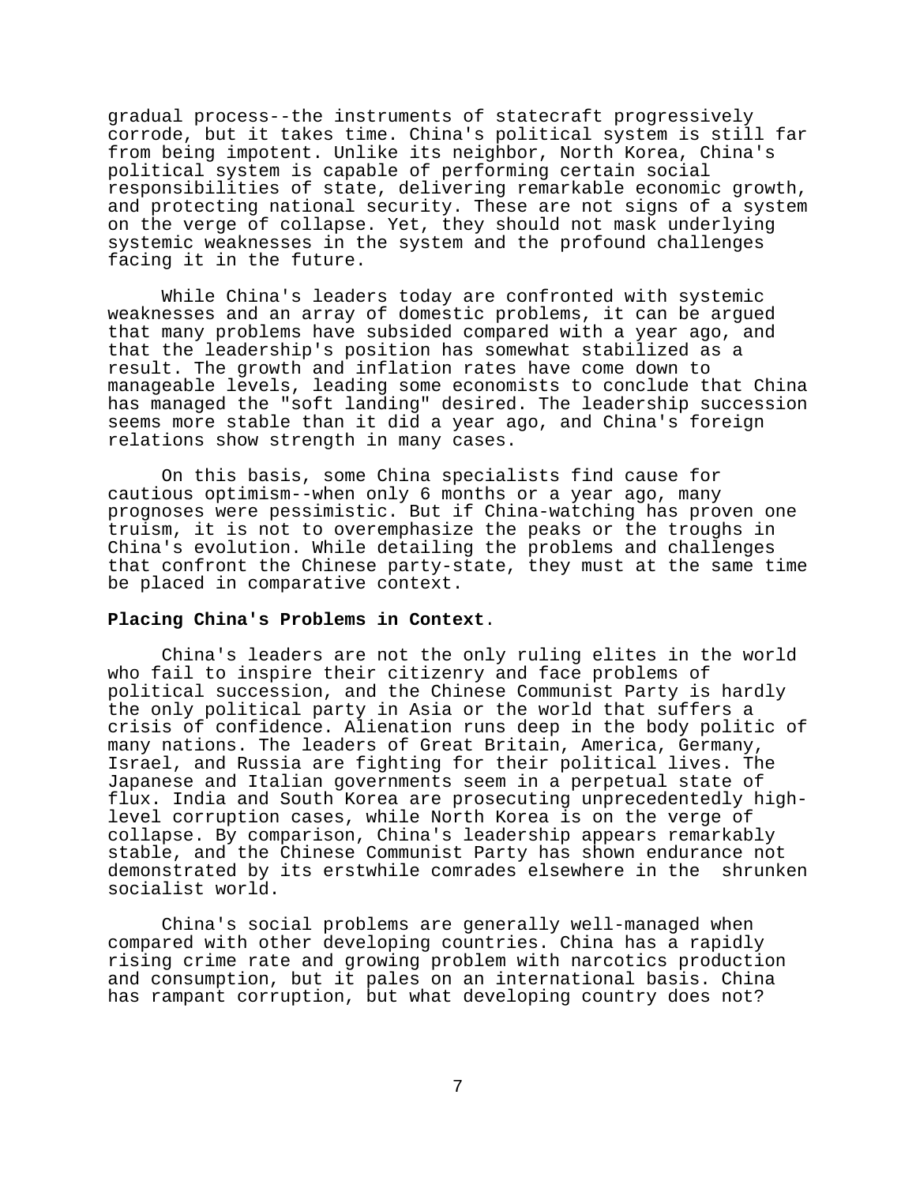gradual process--the instruments of statecraft progressively corrode, but it takes time. China's political system is still far from being impotent. Unlike its neighbor, North Korea, China's political system is capable of performing certain social responsibilities of state, delivering remarkable economic growth, and protecting national security. These are not signs of a system on the verge of collapse. Yet, they should not mask underlying systemic weaknesses in the system and the profound challenges facing it in the future.

While China's leaders today are confronted with systemic weaknesses and an array of domestic problems, it can be argued that many problems have subsided compared with a year ago, and that the leadership's position has somewhat stabilized as a result. The growth and inflation rates have come down to manageable levels, leading some economists to conclude that China has managed the "soft landing" desired. The leadership succession seems more stable than it did a year ago, and China's foreign relations show strength in many cases.

On this basis, some China specialists find cause for cautious optimism--when only 6 months or a year ago, many prognoses were pessimistic. But if China-watching has proven one truism, it is not to overemphasize the peaks or the troughs in China's evolution. While detailing the problems and challenges that confront the Chinese party-state, they must at the same time be placed in comparative context.

**Placing China's Problems in Context**.

China's leaders are not the only ruling elites in the world who fail to inspire their citizenry and face problems of political succession, and the Chinese Communist Party is hardly the only political party in Asia or the world that suffers a crisis of confidence. Alienation runs deep in the body politic of many nations. The leaders of Great Britain, America, Germany, Israel, and Russia are fighting for their political lives. The Japanese and Italian governments seem in a perpetual state of flux. India and South Korea are prosecuting unprecedentedly high-level corruption cases, while North Korea is on the verge of collapse. By comparison, China's leadership appears remarkably stable, and the Chinese Communist Party has shown endurance not demonstrated by its erstwhile comrades elsewhere in the shrunken socialist world.

China's social problems are generally well-managed when compared with other developing countries. China has a rapidly rising crime rate and growing problem with narcotics production and consumption, but it pales on an international basis. China has rampant corruption, but what developing country does not?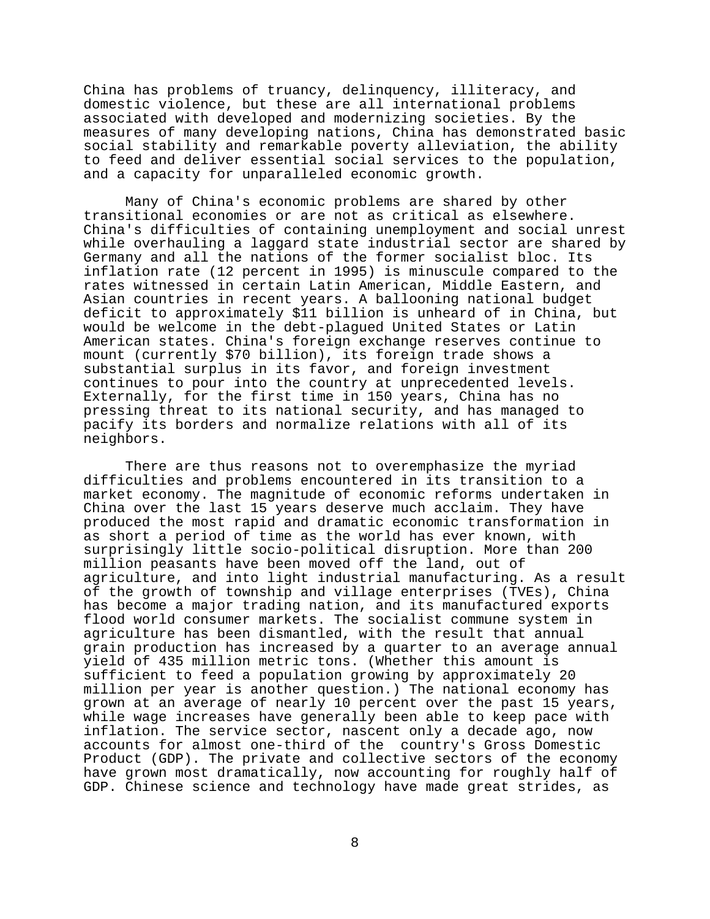China has problems of truancy, delinquency, illiteracy, and domestic violence, but these are all international problems associated with developed and modernizing societies. By the measures of many developing nations, China has demonstrated basic social stability and remarkable poverty alleviation, the ability to feed and deliver essential social services to the population, and a capacity for unparalleled economic growth.

Many of China's economic problems are shared by other transitional economies or are not as critical as elsewhere. China's difficulties of containing unemployment and social unrest while overhauling a laggard state industrial sector are shared by Germany and all the nations of the former socialist bloc. Its inflation rate (12 percent in 1995) is minuscule compared to the rates witnessed in certain Latin American, Middle Eastern, and Asian countries in recent years. A ballooning national budget deficit to approximately $11 billion is unheard of in China, but would be welcome in the debt-plagued United States or Latin American states. China's foreign exchange reserves continue to mount (currently $70 billion), its foreign trade shows a substantial surplus in its favor, and foreign investment continues to pour into the country at unprecedented levels. Externally, for the first time in 150 years, China has no pressing threat to its national security, and has managed to pacify its borders and normalize relations with all of its neighbors.

There are thus reasons not to overemphasize the myriad difficulties and problems encountered in its transition to a market economy. The magnitude of economic reforms undertaken in China over the last 15 years deserve much acclaim. They have produced the most rapid and dramatic economic transformation in as short a period of time as the world has ever known, with surprisingly little socio-political disruption. More than 200 million peasants have been moved off the land, out of agriculture, and into light industrial manufacturing. As a result of the growth of township and village enterprises (TVEs), China has become a major trading nation, and its manufactured exports flood world consumer markets. The socialist commune system in agriculture has been dismantled, with the result that annual grain production has increased by a quarter to an average annual yield of 435 million metric tons. (Whether this amount is sufficient to feed a population growing by approximately 20 million per year is another question.) The national economy has grown at an average of nearly 10 percent over the past 15 years, while wage increases have generally been able to keep pace with inflation. The service sector, nascent only a decade ago, now accounts for almost one-third of the country's Gross Domestic Product (GDP). The private and collective sectors of the economy have grown most dramatically, now accounting for roughly half of GDP. Chinese science and technology have made great strides, as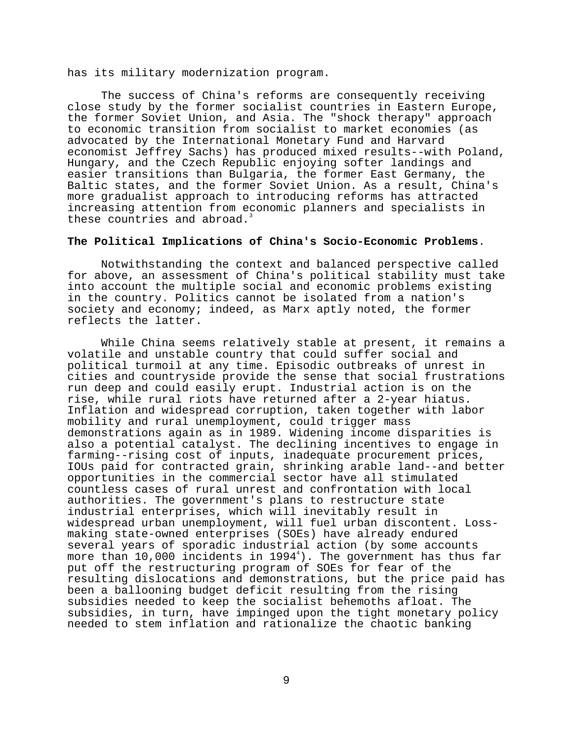has its military modernization program.

The success of China's reforms are consequently receiving close study by the former socialist countries in Eastern Europe, the former Soviet Union, and Asia. The "shock therapy" approach to economic transition from socialist to market economies (as advocated by the International Monetary Fund and Harvard economist Jeffrey Sachs) has produced mixed results--with Poland, Hungary, and the Czech Republic enjoying softer landings and easier transitions than Bulgaria, the former East Germany, the Baltic states, and the former Soviet Union. As a result, China's more gradualist approach to introducing reforms has attracted increasing attention from economic planners and specialists in these countries and abroad.[3]

**The Political Implications of China's Socio-Economic Problems**.

Notwithstanding the context and balanced perspective called for above, an assessment of China's political stability must take into account the multiple social and economic problems existing in the country. Politics cannot be isolated from a nation's society and economy; indeed, as Marx aptly noted, the former reflects the latter.

While China seems relatively stable at present, it remains a volatile and unstable country that could suffer social and political turmoil at any time. Episodic outbreaks of unrest in cities and countryside provide the sense that social frustrations run deep and could easily erupt. Industrial action is on the rise, while rural riots have returned after a 2-year hiatus. Inflation and widespread corruption, taken together with labor mobility and rural unemployment, could trigger mass demonstrations again as in 1989. Widening income disparities is also a potential catalyst. The declining incentives to engage in farming--rising cost of inputs, inadequate procurement prices, IOUs paid for contracted grain, shrinking arable land--and better opportunities in the commercial sector have all stimulated countless cases of rural unrest and confrontation with local authorities. The government's plans to restructure state industrial enterprises, which will inevitably result in widespread urban unemployment, will fuel urban discontent. Loss-making state-owned enterprises (SOEs) have already endured several years of sporadic industrial action (by some accounts more than 10,000 incidents in 1994[4]). The government has thus far put off the restructuring program of SOEs for fear of the resulting dislocations and demonstrations, but the price paid has been a ballooning budget deficit resulting from the rising subsidies needed to keep the socialist behemoths afloat. The subsidies, in turn, have impinged upon the tight monetary policy needed to stem inflation and rationalize the chaotic banking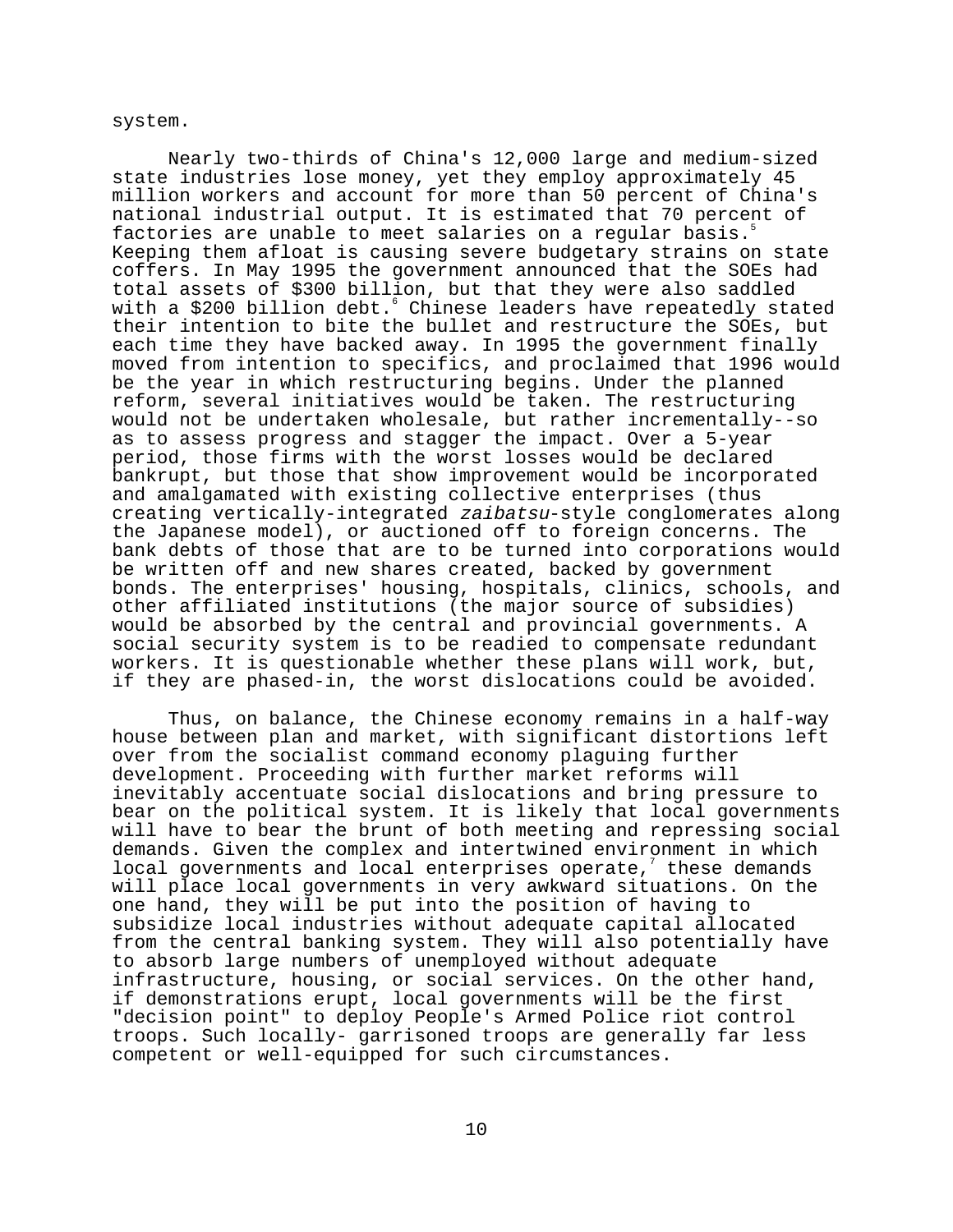system.

Nearly two-thirds of China's 12,000 large and medium-sized state industries lose money, yet they employ approximately 45 million workers and account for more than 50 percent of China's national industrial output. It is estimated that 70 percent of factories are unable to meet salaries on a regular basis.[5] Keeping them afloat is causing severe budgetary strains on state coffers. In May 1995 the government announced that the SOEs had total assets of $300 billion, but that they were also saddled with a $200 billion debt.[6] Chinese leaders have repeatedly stated their intention to bite the bullet and restructure the SOEs, but each time they have backed away. In 1995 the government finally moved from intention to specifics, and proclaimed that 1996 would be the year in which restructuring begins. Under the planned reform, several initiatives would be taken. The restructuring would not be undertaken wholesale, but rather incrementally--so as to assess progress and stagger the impact. Over a 5-year period, those firms with the worst losses would be declared bankrupt, but those that show improvement would be incorporated and amalgamated with existing collective enterprises (thus creating vertically-integrated *zaibatsu*-style conglomerates along the Japanese model), or auctioned off to foreign concerns. The bank debts of those that are to be turned into corporations would be written off and new shares created, backed by government bonds. The enterprises' housing, hospitals, clinics, schools, and other affiliated institutions (the major source of subsidies) would be absorbed by the central and provincial governments. A social security system is to be readied to compensate redundant workers. It is questionable whether these plans will work, but, if they are phased-in, the worst dislocations could be avoided.

Thus, on balance, the Chinese economy remains in a half-way house between plan and market, with significant distortions left over from the socialist command economy plaguing further development. Proceeding with further market reforms will inevitably accentuate social dislocations and bring pressure to bear on the political system. It is likely that local governments will have to bear the brunt of both meeting and repressing social demands. Given the complex and intertwined environment in which local governments and local enterprises operate,[7] these demands will place local governments in very awkward situations. On the one hand, they will be put into the position of having to subsidize local industries without adequate capital allocated from the central banking system. They will also potentially have to absorb large numbers of unemployed without adequate infrastructure, housing, or social services. On the other hand, if demonstrations erupt, local governments will be the first "decision point" to deploy People's Armed Police riot control troops. Such locally- garrisoned troops are generally far less competent or well-equipped for such circumstances.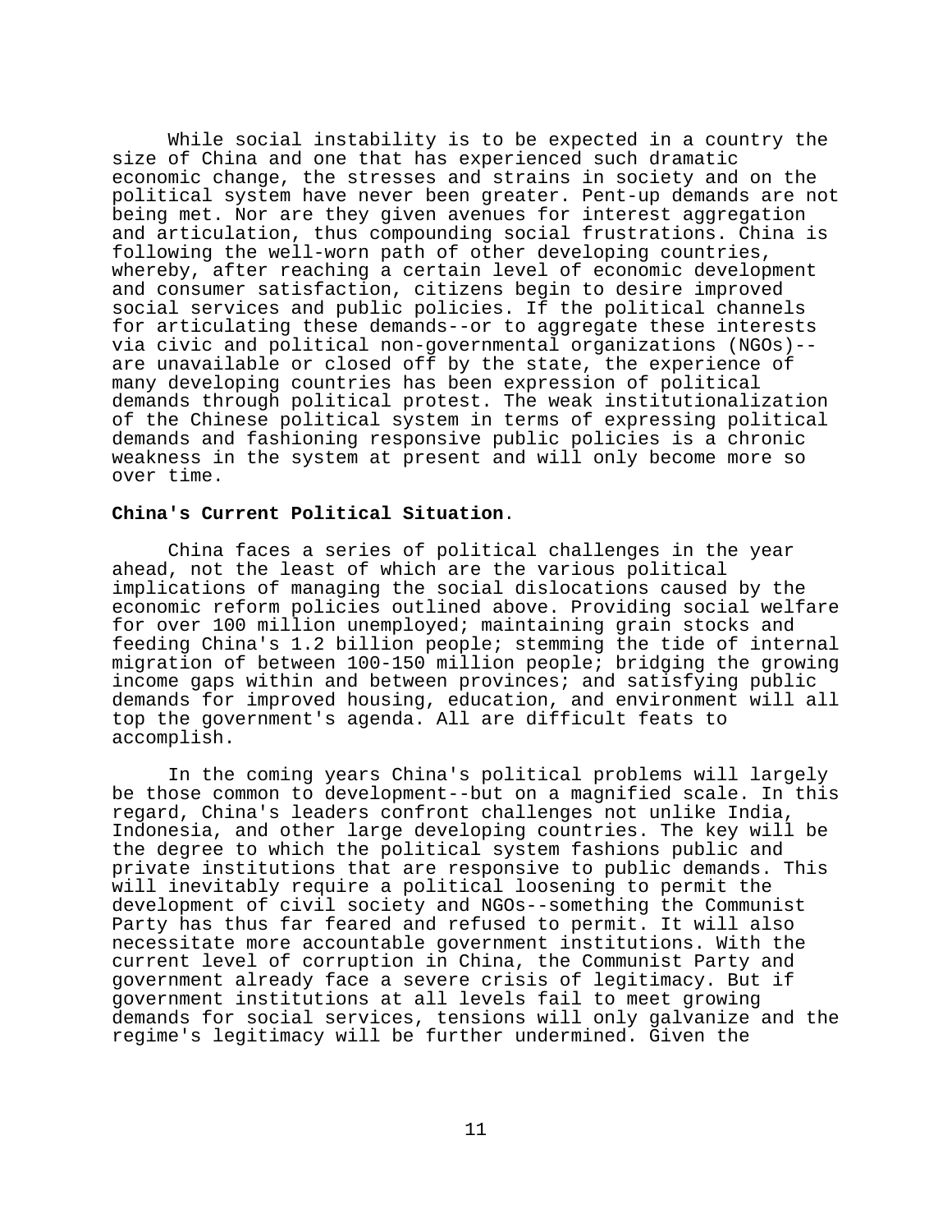While social instability is to be expected in a country the size of China and one that has experienced such dramatic economic change, the stresses and strains in society and on the political system have never been greater. Pent-up demands are not being met. Nor are they given avenues for interest aggregation and articulation, thus compounding social frustrations. China is following the well-worn path of other developing countries, whereby, after reaching a certain level of economic development and consumer satisfaction, citizens begin to desire improved social services and public policies. If the political channels for articulating these demands--or to aggregate these interests via civic and political non-governmental organizations (NGOs)--are unavailable or closed off by the state, the experience of many developing countries has been expression of political demands through political protest. The weak institutionalization of the Chinese political system in terms of expressing political demands and fashioning responsive public policies is a chronic weakness in the system at present and will only become more so over time.

**China's Current Political Situation**.

China faces a series of political challenges in the year ahead, not the least of which are the various political implications of managing the social dislocations caused by the economic reform policies outlined above. Providing social welfare for over 100 million unemployed; maintaining grain stocks and feeding China's 1.2 billion people; stemming the tide of internal migration of between 100-150 million people; bridging the growing income gaps within and between provinces; and satisfying public demands for improved housing, education, and environment will all top the government's agenda. All are difficult feats to accomplish.

In the coming years China's political problems will largely be those common to development--but on a magnified scale. In this regard, China's leaders confront challenges not unlike India, Indonesia, and other large developing countries. The key will be the degree to which the political system fashions public and private institutions that are responsive to public demands. This will inevitably require a political loosening to permit the development of civil society and NGOs--something the Communist Party has thus far feared and refused to permit. It will also necessitate more accountable government institutions. With the current level of corruption in China, the Communist Party and government already face a severe crisis of legitimacy. But if government institutions at all levels fail to meet growing demands for social services, tensions will only galvanize and the regime's legitimacy will be further undermined. Given the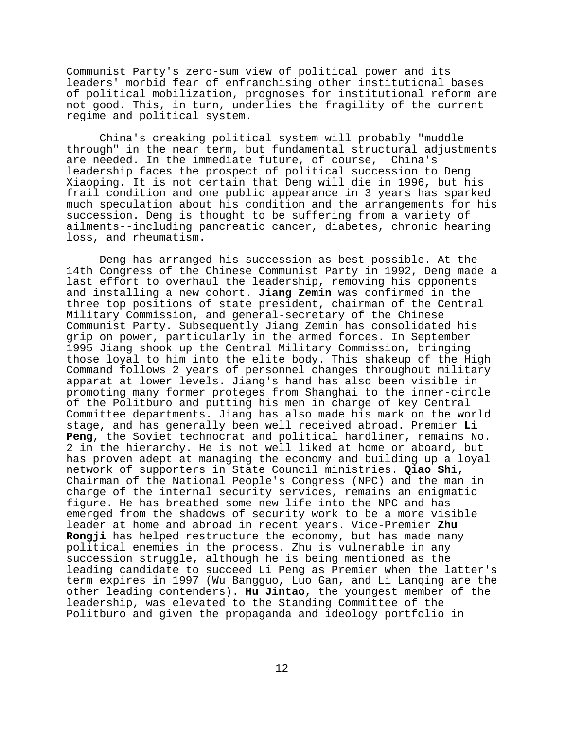Communist Party's zero-sum view of political power and its leaders' morbid fear of enfranchising other institutional bases of political mobilization, prognoses for institutional reform are not good. This, in turn, underlies the fragility of the current regime and political system.

China's creaking political system will probably "muddle through" in the near term, but fundamental structural adjustments are needed. In the immediate future, of course, China's leadership faces the prospect of political succession to Deng Xiaoping. It is not certain that Deng will die in 1996, but his frail condition and one public appearance in 3 years has sparked much speculation about his condition and the arrangements for his succession. Deng is thought to be suffering from a variety of ailments--including pancreatic cancer, diabetes, chronic hearing loss, and rheumatism.

Deng has arranged his succession as best possible. At the 14th Congress of the Chinese Communist Party in 1992, Deng made a last effort to overhaul the leadership, removing his opponents and installing a new cohort. **Jiang Zemin** was confirmed in the three top positions of state president, chairman of the Central Military Commission, and general-secretary of the Chinese Communist Party. Subsequently Jiang Zemin has consolidated his grip on power, particularly in the armed forces. In September 1995 Jiang shook up the Central Military Commission, bringing those loyal to him into the elite body. This shakeup of the High Command follows 2 years of personnel changes throughout military apparat at lower levels. Jiang's hand has also been visible in promoting many former proteges from Shanghai to the inner-circle of the Politburo and putting his men in charge of key Central Committee departments. Jiang has also made his mark on the world stage, and has generally been well received abroad. Premier **Li Peng**, the Soviet technocrat and political hardliner, remains No. 2 in the hierarchy. He is not well liked at home or aboard, but has proven adept at managing the economy and building up a loyal network of supporters in State Council ministries. **Qiao Shi**, Chairman of the National People's Congress (NPC) and the man in charge of the internal security services, remains an enigmatic figure. He has breathed some new life into the NPC and has emerged from the shadows of security work to be a more visible leader at home and abroad in recent years. Vice-Premier **Zhu Rongji** has helped restructure the economy, but has made many political enemies in the process. Zhu is vulnerable in any succession struggle, although he is being mentioned as the leading candidate to succeed Li Peng as Premier when the latter's term expires in 1997 (Wu Bangguo, Luo Gan, and Li Lanqing are the other leading contenders). **Hu Jintao**, the youngest member of the leadership, was elevated to the Standing Committee of the Politburo and given the propaganda and ideology portfolio in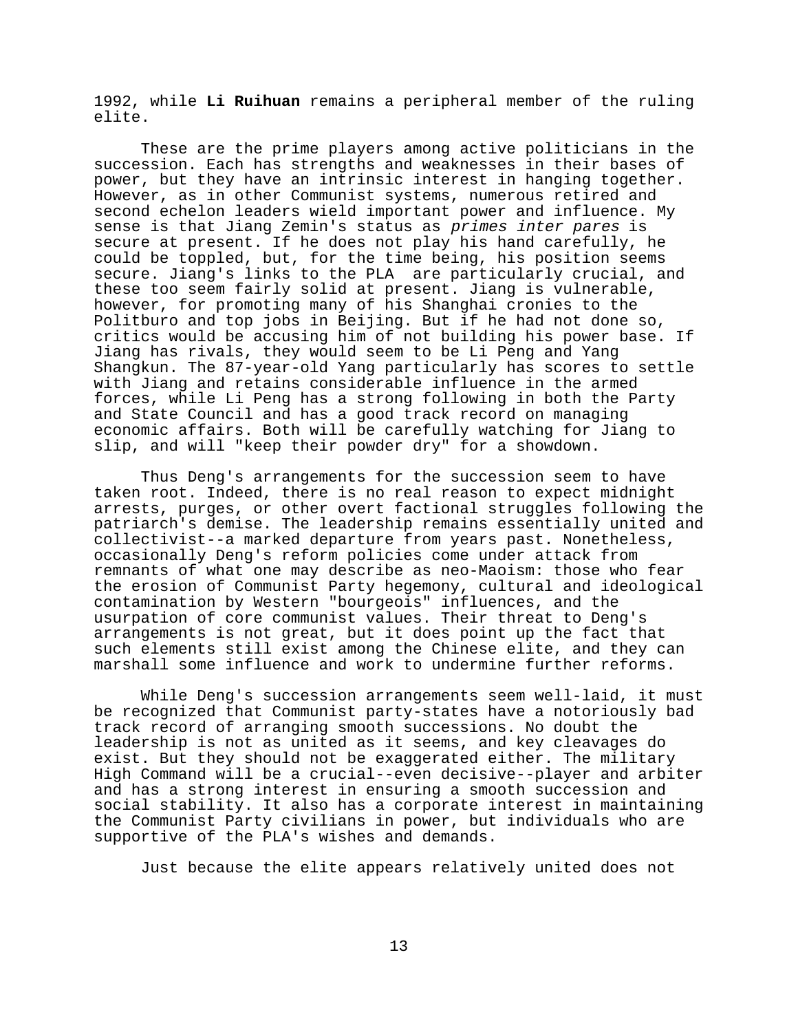1992, while **Li Ruihuan** remains a peripheral member of the ruling elite.

These are the prime players among active politicians in the succession. Each has strengths and weaknesses in their bases of power, but they have an intrinsic interest in hanging together. However, as in other Communist systems, numerous retired and second echelon leaders wield important power and influence. My sense is that Jiang Zemin's status as *primes inter pares* is secure at present. If he does not play his hand carefully, he could be toppled, but, for the time being, his position seems secure. Jiang's links to the PLA are particularly crucial, and these too seem fairly solid at present. Jiang is vulnerable, however, for promoting many of his Shanghai cronies to the Politburo and top jobs in Beijing. But if he had not done so, critics would be accusing him of not building his power base. If Jiang has rivals, they would seem to be Li Peng and Yang Shangkun. The 87-year-old Yang particularly has scores to settle with Jiang and retains considerable influence in the armed forces, while Li Peng has a strong following in both the Party and State Council and has a good track record on managing economic affairs. Both will be carefully watching for Jiang to slip, and will "keep their powder dry" for a showdown.

Thus Deng's arrangements for the succession seem to have taken root. Indeed, there is no real reason to expect midnight arrests, purges, or other overt factional struggles following the patriarch's demise. The leadership remains essentially united and collectivist--a marked departure from years past. Nonetheless, occasionally Deng's reform policies come under attack from remnants of what one may describe as neo-Maoism: those who fear the erosion of Communist Party hegemony, cultural and ideological contamination by Western "bourgeois" influences, and the usurpation of core communist values. Their threat to Deng's arrangements is not great, but it does point up the fact that such elements still exist among the Chinese elite, and they can marshall some influence and work to undermine further reforms.

While Deng's succession arrangements seem well-laid, it must be recognized that Communist party-states have a notoriously bad track record of arranging smooth successions. No doubt the leadership is not as united as it seems, and key cleavages do exist. But they should not be exaggerated either. The military High Command will be a crucial--even decisive--player and arbiter and has a strong interest in ensuring a smooth succession and social stability. It also has a corporate interest in maintaining the Communist Party civilians in power, but individuals who are supportive of the PLA's wishes and demands.

Just because the elite appears relatively united does not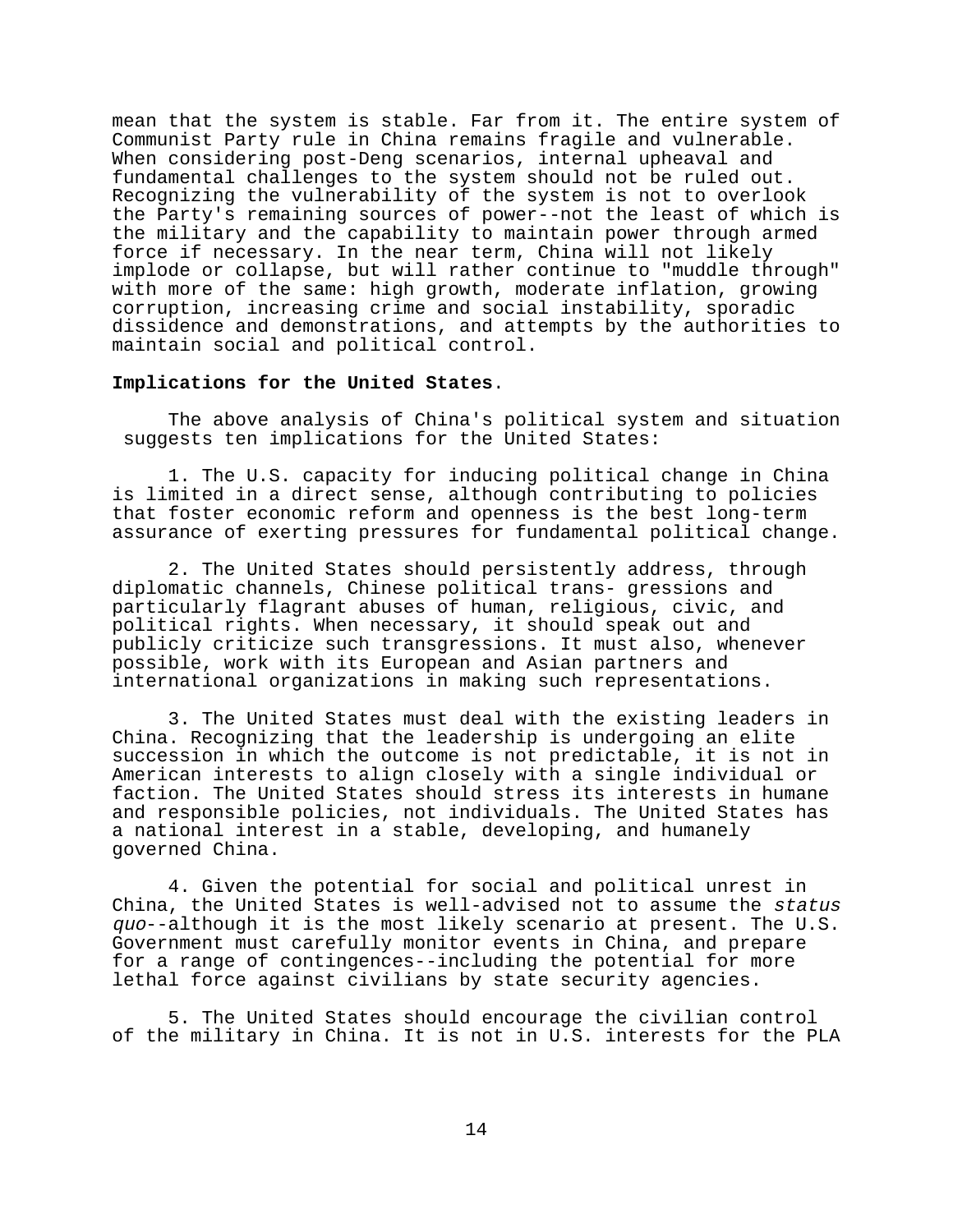mean that the system is stable. Far from it. The entire system of Communist Party rule in China remains fragile and vulnerable. When considering post-Deng scenarios, internal upheaval and fundamental challenges to the system should not be ruled out. Recognizing the vulnerability of the system is not to overlook the Party's remaining sources of power--not the least of which is the military and the capability to maintain power through armed force if necessary. In the near term, China will not likely implode or collapse, but will rather continue to "muddle through" with more of the same: high growth, moderate inflation, growing corruption, increasing crime and social instability, sporadic dissidence and demonstrations, and attempts by the authorities to maintain social and political control.

**Implications for the United States**.

The above analysis of China's political system and situation suggests ten implications for the United States:

1. The U.S. capacity for inducing political change in China is limited in a direct sense, although contributing to policies that foster economic reform and openness is the best long-term assurance of exerting pressures for fundamental political change.

2. The United States should persistently address, through diplomatic channels, Chinese political trans- gressions and particularly flagrant abuses of human, religious, civic, and political rights. When necessary, it should speak out and publicly criticize such transgressions. It must also, whenever possible, work with its European and Asian partners and international organizations in making such representations.

3. The United States must deal with the existing leaders in China. Recognizing that the leadership is undergoing an elite succession in which the outcome is not predictable, it is not in American interests to align closely with a single individual or faction. The United States should stress its interests in humane and responsible policies, not individuals. The United States has a national interest in a stable, developing, and humanely governed China.

4. Given the potential for social and political unrest in China, the United States is well-advised not to assume the *status quo*--although it is the most likely scenario at present. The U.S. Government must carefully monitor events in China, and prepare for a range of contingences--including the potential for more lethal force against civilians by state security agencies.

5. The United States should encourage the civilian control of the military in China. It is not in U.S. interests for the PLA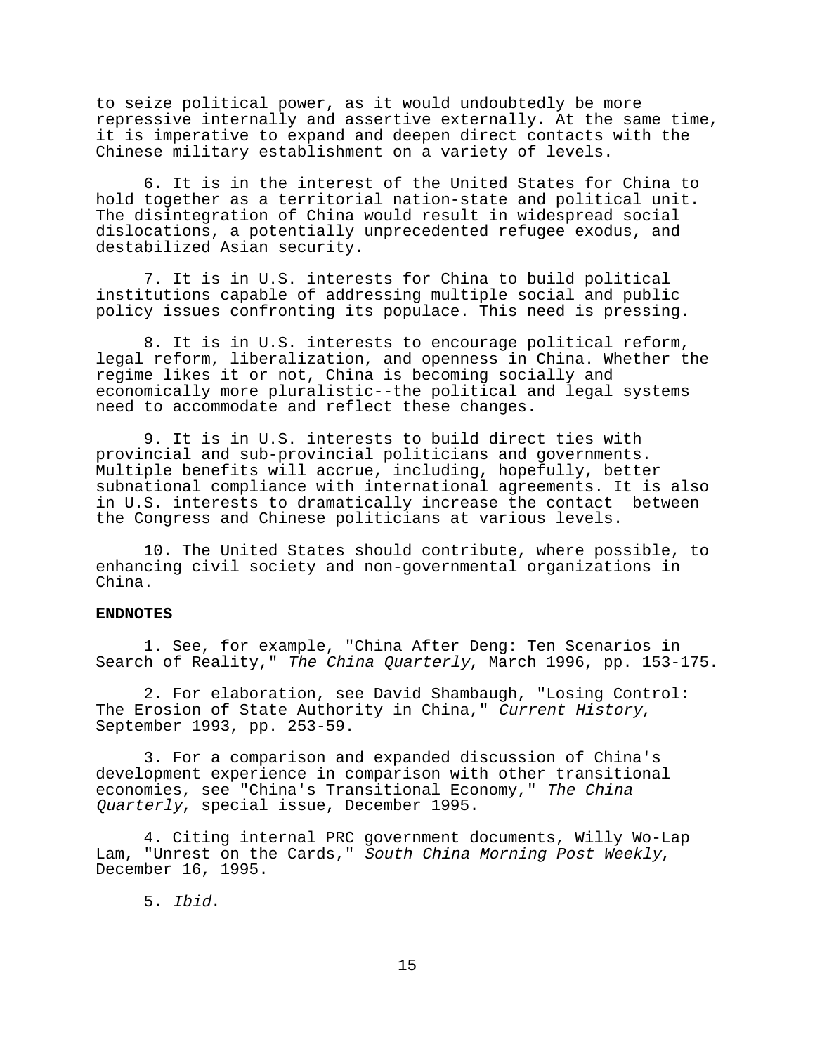to seize political power, as it would undoubtedly be more repressive internally and assertive externally. At the same time, it is imperative to expand and deepen direct contacts with the Chinese military establishment on a variety of levels.

6. It is in the interest of the United States for China to hold together as a territorial nation-state and political unit. The disintegration of China would result in widespread social dislocations, a potentially unprecedented refugee exodus, and destabilized Asian security.

7. It is in U.S. interests for China to build political institutions capable of addressing multiple social and public policy issues confronting its populace. This need is pressing.

8. It is in U.S. interests to encourage political reform, legal reform, liberalization, and openness in China. Whether the regime likes it or not, China is becoming socially and economically more pluralistic--the political and legal systems need to accommodate and reflect these changes.

9. It is in U.S. interests to build direct ties with provincial and sub-provincial politicians and governments. Multiple benefits will accrue, including, hopefully, better subnational compliance with international agreements. It is also in U.S. interests to dramatically increase the contact between the Congress and Chinese politicians at various levels.

10. The United States should contribute, where possible, to enhancing civil society and non-governmental organizations in China.

**ENDNOTES**

1. See, for example, "China After Deng: Ten Scenarios in Search of Reality," *The China Quarterly*, March 1996, pp. 153-175.

2. For elaboration, see David Shambaugh, "Losing Control: The Erosion of State Authority in China," *Current History*, September 1993, pp. 253-59.

3. For a comparison and expanded discussion of China's development experience in comparison with other transitional economies, see "China's Transitional Economy," *The China Quarterly*, special issue, December 1995.

4. Citing internal PRC government documents, Willy Wo-Lap Lam, "Unrest on the Cards," *South China Morning Post Weekly*, December 16, 1995.

5. *Ibid*.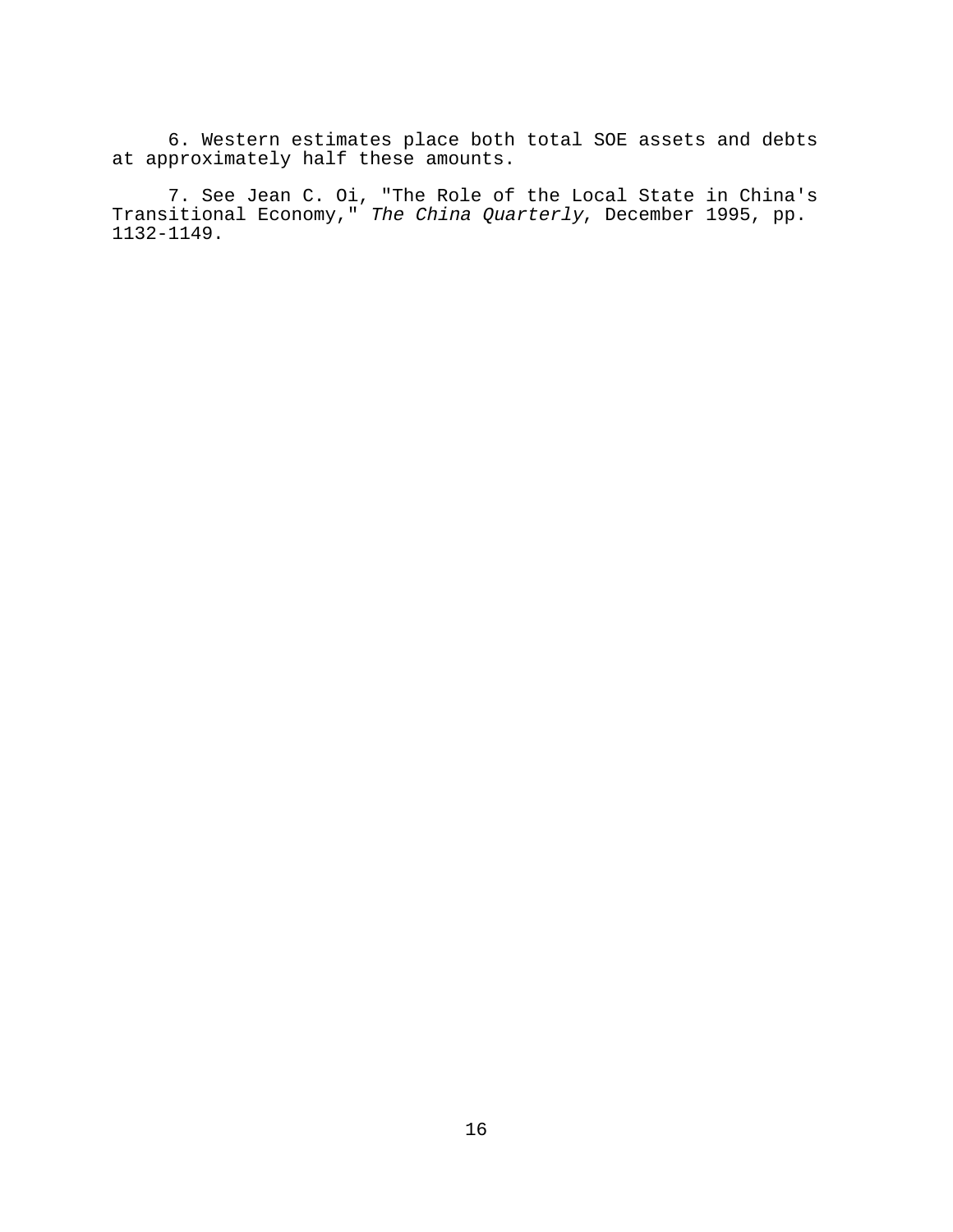6. Western estimates place both total SOE assets and debts at approximately half these amounts.

7. See Jean C. Oi, "The Role of the Local State in China's Transitional Economy," *The China Quarterly*, December 1995, pp. 1132-1149.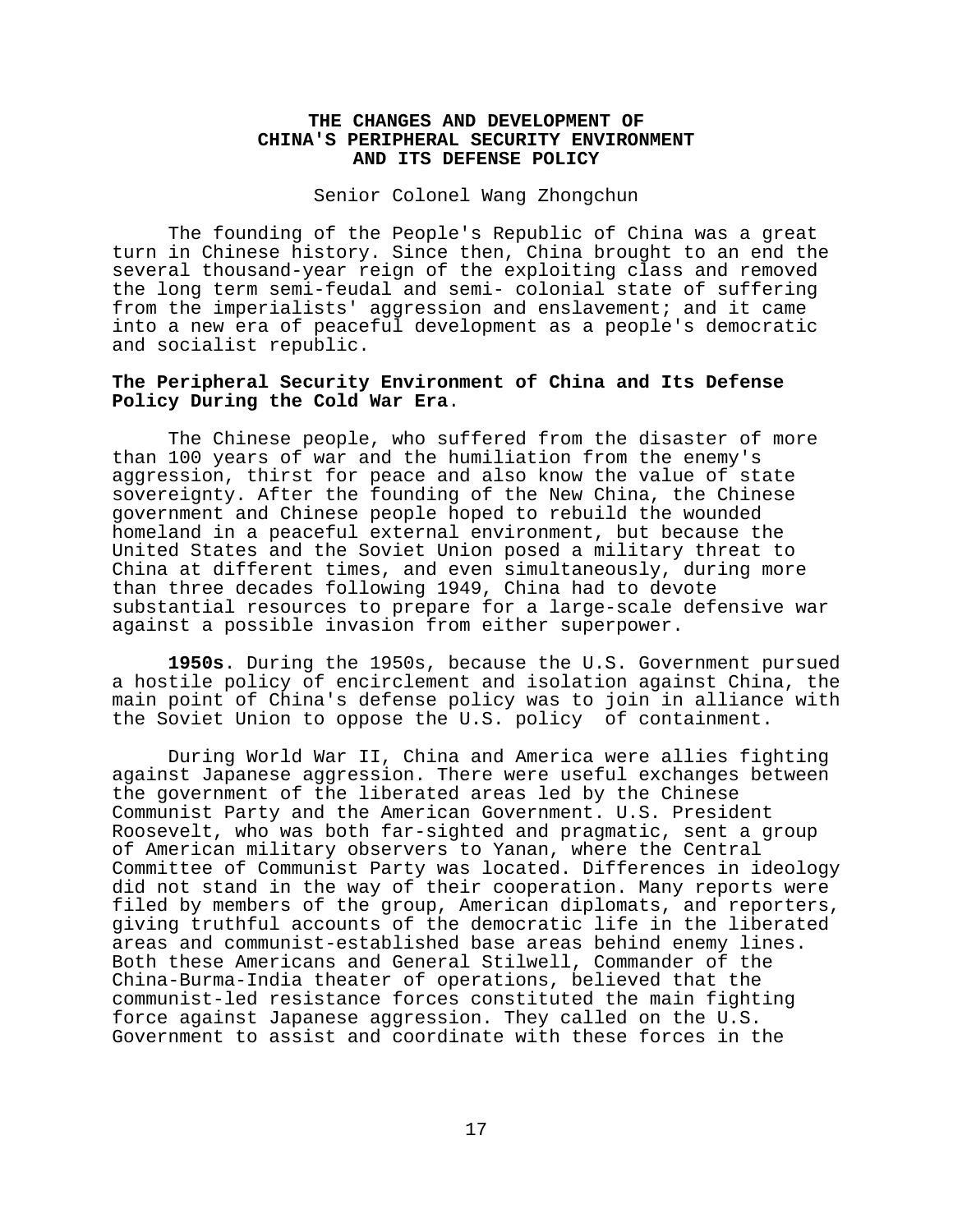# THE CHANGES AND DEVELOPMENT OF CHINA'S PERIPHERAL SECURITY ENVIRONMENT AND ITS DEFENSE POLICY

Senior Colonel Wang Zhongchun

The founding of the People's Republic of China was a great turn in Chinese history. Since then, China brought to an end the several thousand-year reign of the exploiting class and removed the long term semi-feudal and semi- colonial state of suffering from the imperialists' aggression and enslavement; and it came into a new era of peaceful development as a people's democratic and socialist republic.

## The Peripheral Security Environment of China and Its Defense Policy During the Cold War Era.

The Chinese people, who suffered from the disaster of more than 100 years of war and the humiliation from the enemy's aggression, thirst for peace and also know the value of state sovereignty. After the founding of the New China, the Chinese government and Chinese people hoped to rebuild the wounded homeland in a peaceful external environment, but because the United States and the Soviet Union posed a military threat to China at different times, and even simultaneously, during more than three decades following 1949, China had to devote substantial resources to prepare for a large-scale defensive war against a possible invasion from either superpower.

**1950s**. During the 1950s, because the U.S. Government pursued a hostile policy of encirclement and isolation against China, the main point of China's defense policy was to join in alliance with the Soviet Union to oppose the U.S. policy of containment.

During World War II, China and America were allies fighting against Japanese aggression. There were useful exchanges between the government of the liberated areas led by the Chinese Communist Party and the American Government. U.S. President Roosevelt, who was both far-sighted and pragmatic, sent a group of American military observers to Yanan, where the Central Committee of Communist Party was located. Differences in ideology did not stand in the way of their cooperation. Many reports were filed by members of the group, American diplomats, and reporters, giving truthful accounts of the democratic life in the liberated areas and communist-established base areas behind enemy lines. Both these Americans and General Stilwell, Commander of the China-Burma-India theater of operations, believed that the communist-led resistance forces constituted the main fighting force against Japanese aggression. They called on the U.S. Government to assist and coordinate with these forces in the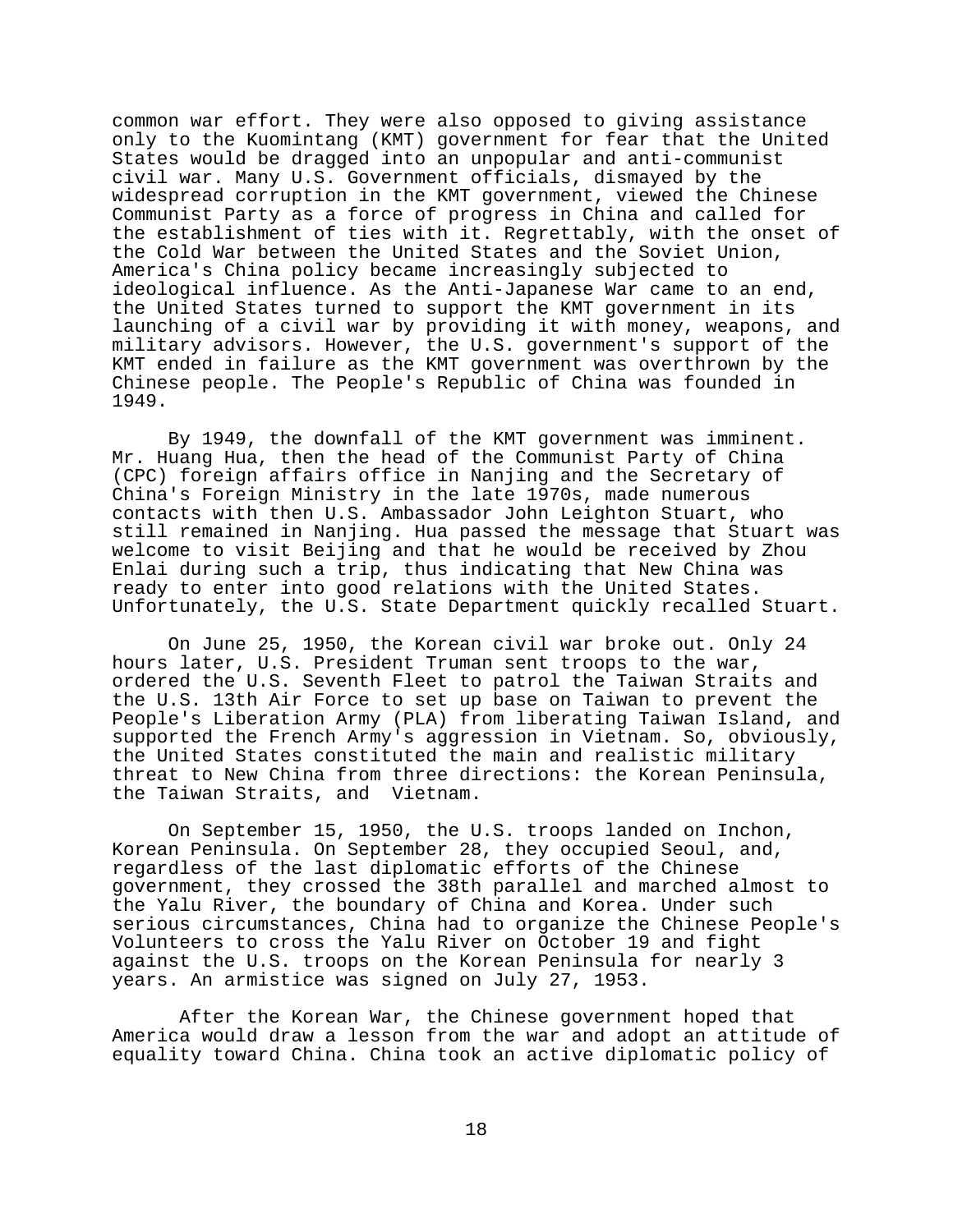common war effort. They were also opposed to giving assistance only to the Kuomintang (KMT) government for fear that the United States would be dragged into an unpopular and anti-communist civil war. Many U.S. Government officials, dismayed by the widespread corruption in the KMT government, viewed the Chinese Communist Party as a force of progress in China and called for the establishment of ties with it. Regrettably, with the onset of the Cold War between the United States and the Soviet Union, America's China policy became increasingly subjected to ideological influence. As the Anti-Japanese War came to an end, the United States turned to support the KMT government in its launching of a civil war by providing it with money, weapons, and military advisors. However, the U.S. government's support of the KMT ended in failure as the KMT government was overthrown by the Chinese people. The People's Republic of China was founded in 1949.

By 1949, the downfall of the KMT government was imminent. Mr. Huang Hua, then the head of the Communist Party of China (CPC) foreign affairs office in Nanjing and the Secretary of China's Foreign Ministry in the late 1970s, made numerous contacts with then U.S. Ambassador John Leighton Stuart, who still remained in Nanjing. Hua passed the message that Stuart was welcome to visit Beijing and that he would be received by Zhou Enlai during such a trip, thus indicating that New China was ready to enter into good relations with the United States. Unfortunately, the U.S. State Department quickly recalled Stuart.

On June 25, 1950, the Korean civil war broke out. Only 24 hours later, U.S. President Truman sent troops to the war, ordered the U.S. Seventh Fleet to patrol the Taiwan Straits and the U.S. 13th Air Force to set up base on Taiwan to prevent the People's Liberation Army (PLA) from liberating Taiwan Island, and supported the French Army's aggression in Vietnam. So, obviously, the United States constituted the main and realistic military threat to New China from three directions: the Korean Peninsula, the Taiwan Straits, and Vietnam.

On September 15, 1950, the U.S. troops landed on Inchon, Korean Peninsula. On September 28, they occupied Seoul, and, regardless of the last diplomatic efforts of the Chinese government, they crossed the 38th parallel and marched almost to the Yalu River, the boundary of China and Korea. Under such serious circumstances, China had to organize the Chinese People's Volunteers to cross the Yalu River on October 19 and fight against the U.S. troops on the Korean Peninsula for nearly 3 years. An armistice was signed on July 27, 1953.

After the Korean War, the Chinese government hoped that America would draw a lesson from the war and adopt an attitude of equality toward China. China took an active diplomatic policy of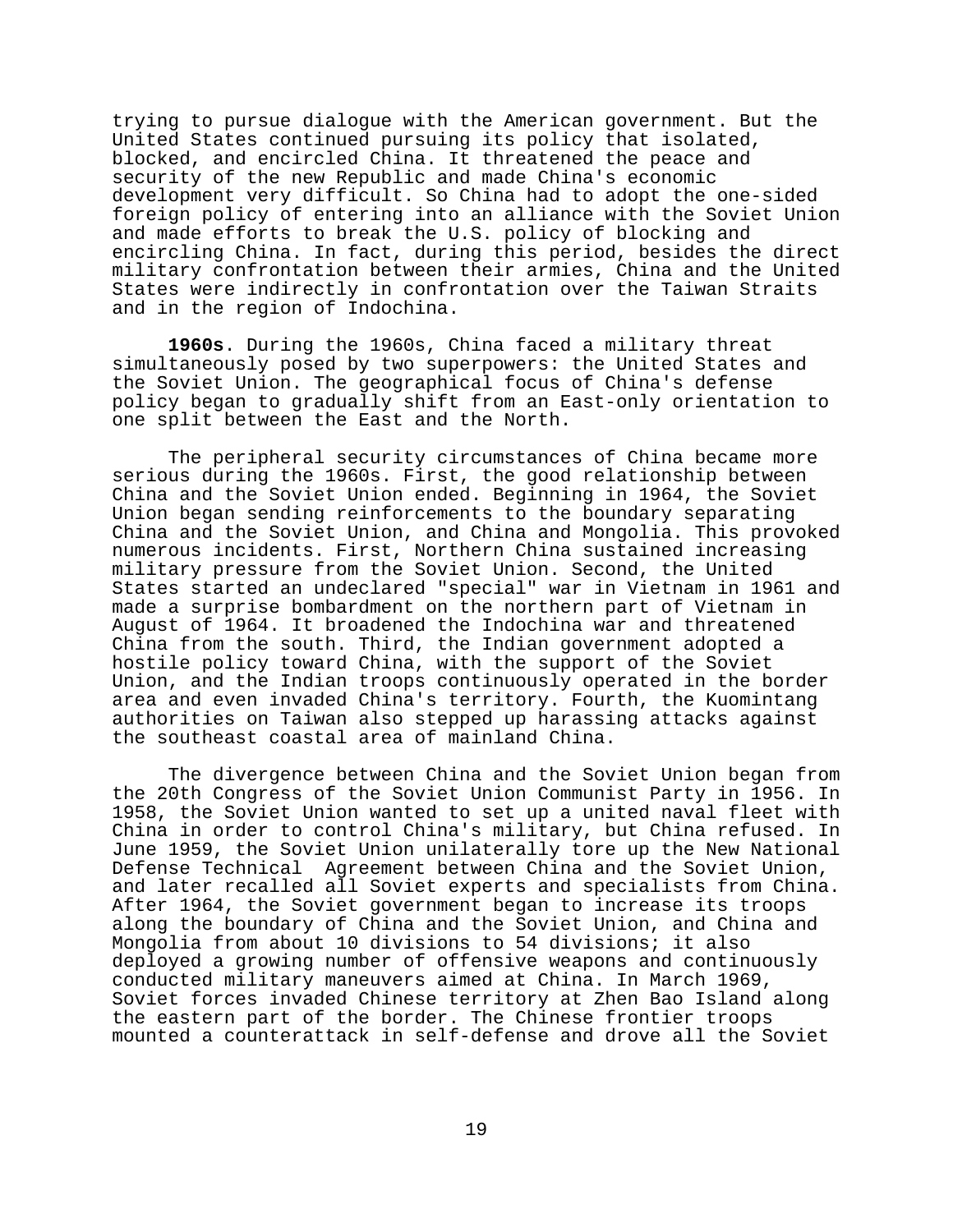trying to pursue dialogue with the American government. But the United States continued pursuing its policy that isolated, blocked, and encircled China. It threatened the peace and security of the new Republic and made China's economic development very difficult. So China had to adopt the one-sided foreign policy of entering into an alliance with the Soviet Union and made efforts to break the U.S. policy of blocking and encircling China. In fact, during this period, besides the direct military confrontation between their armies, China and the United States were indirectly in confrontation over the Taiwan Straits and in the region of Indochina.

**1960s**. During the 1960s, China faced a military threat simultaneously posed by two superpowers: the United States and the Soviet Union. The geographical focus of China's defense policy began to gradually shift from an East-only orientation to one split between the East and the North.

The peripheral security circumstances of China became more serious during the 1960s. First, the good relationship between China and the Soviet Union ended. Beginning in 1964, the Soviet Union began sending reinforcements to the boundary separating China and the Soviet Union, and China and Mongolia. This provoked numerous incidents. First, Northern China sustained increasing military pressure from the Soviet Union. Second, the United States started an undeclared "special" war in Vietnam in 1961 and made a surprise bombardment on the northern part of Vietnam in August of 1964. It broadened the Indochina war and threatened China from the south. Third, the Indian government adopted a hostile policy toward China, with the support of the Soviet Union, and the Indian troops continuously operated in the border area and even invaded China's territory. Fourth, the Kuomintang authorities on Taiwan also stepped up harassing attacks against the southeast coastal area of mainland China.

The divergence between China and the Soviet Union began from the 20th Congress of the Soviet Union Communist Party in 1956. In 1958, the Soviet Union wanted to set up a united naval fleet with China in order to control China's military, but China refused. In June 1959, the Soviet Union unilaterally tore up the New National Defense Technical Agreement between China and the Soviet Union, and later recalled all Soviet experts and specialists from China. After 1964, the Soviet government began to increase its troops along the boundary of China and the Soviet Union, and China and Mongolia from about 10 divisions to 54 divisions; it also deployed a growing number of offensive weapons and continuously conducted military maneuvers aimed at China. In March 1969, Soviet forces invaded Chinese territory at Zhen Bao Island along the eastern part of the border. The Chinese frontier troops mounted a counterattack in self-defense and drove all the Soviet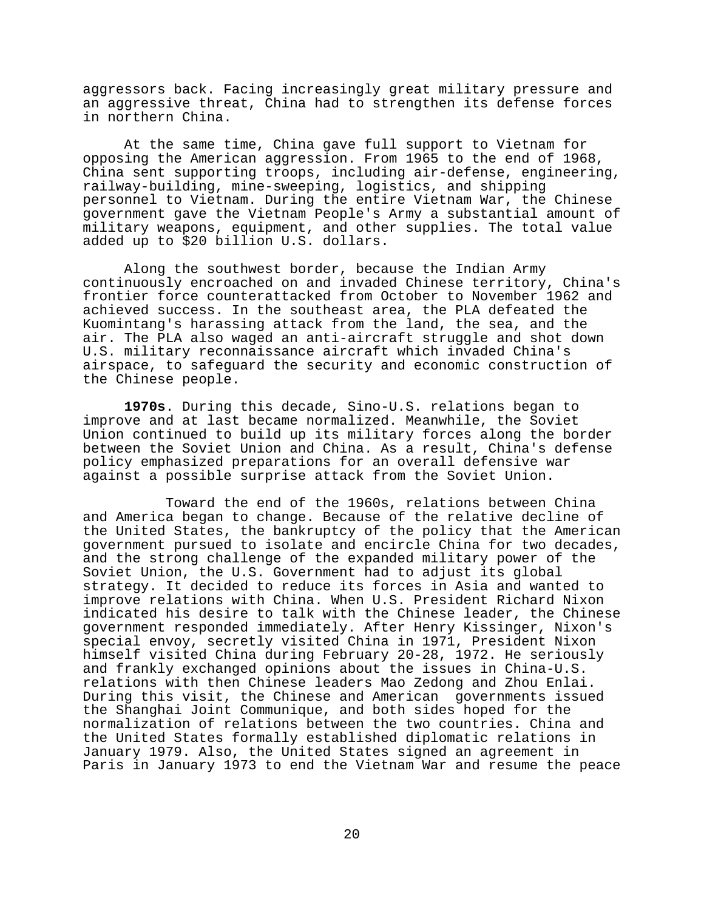aggressors back. Facing increasingly great military pressure and an aggressive threat, China had to strengthen its defense forces in northern China.

At the same time, China gave full support to Vietnam for opposing the American aggression. From 1965 to the end of 1968, China sent supporting troops, including air-defense, engineering, railway-building, mine-sweeping, logistics, and shipping personnel to Vietnam. During the entire Vietnam War, the Chinese government gave the Vietnam People's Army a substantial amount of military weapons, equipment, and other supplies. The total value added up to $20 billion U.S. dollars.

Along the southwest border, because the Indian Army continuously encroached on and invaded Chinese territory, China's frontier force counterattacked from October to November 1962 and achieved success. In the southeast area, the PLA defeated the Kuomintang's harassing attack from the land, the sea, and the air. The PLA also waged an anti-aircraft struggle and shot down U.S. military reconnaissance aircraft which invaded China's airspace, to safeguard the security and economic construction of the Chinese people.

**1970s**. During this decade, Sino-U.S. relations began to improve and at last became normalized. Meanwhile, the Soviet Union continued to build up its military forces along the border between the Soviet Union and China. As a result, China's defense policy emphasized preparations for an overall defensive war against a possible surprise attack from the Soviet Union.

Toward the end of the 1960s, relations between China and America began to change. Because of the relative decline of the United States, the bankruptcy of the policy that the American government pursued to isolate and encircle China for two decades, and the strong challenge of the expanded military power of the Soviet Union, the U.S. Government had to adjust its global strategy. It decided to reduce its forces in Asia and wanted to improve relations with China. When U.S. President Richard Nixon indicated his desire to talk with the Chinese leader, the Chinese government responded immediately. After Henry Kissinger, Nixon's special envoy, secretly visited China in 1971, President Nixon himself visited China during February 20-28, 1972. He seriously and frankly exchanged opinions about the issues in China-U.S. relations with then Chinese leaders Mao Zedong and Zhou Enlai. During this visit, the Chinese and American governments issued the Shanghai Joint Communique, and both sides hoped for the normalization of relations between the two countries. China and the United States formally established diplomatic relations in January 1979. Also, the United States signed an agreement in Paris in January 1973 to end the Vietnam War and resume the peace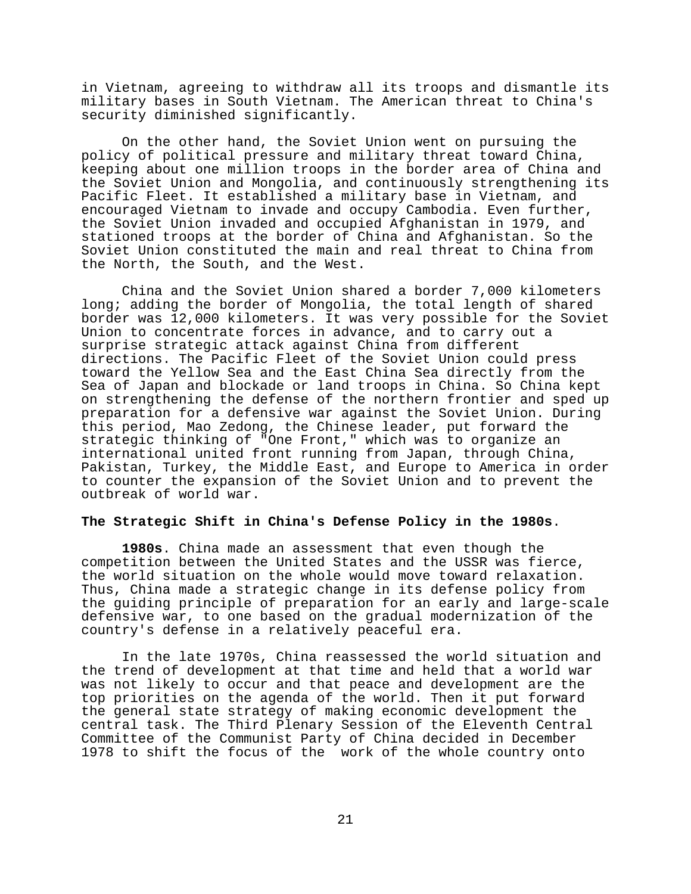in Vietnam, agreeing to withdraw all its troops and dismantle its military bases in South Vietnam. The American threat to China's security diminished significantly.

On the other hand, the Soviet Union went on pursuing the policy of political pressure and military threat toward China, keeping about one million troops in the border area of China and the Soviet Union and Mongolia, and continuously strengthening its Pacific Fleet. It established a military base in Vietnam, and encouraged Vietnam to invade and occupy Cambodia. Even further, the Soviet Union invaded and occupied Afghanistan in 1979, and stationed troops at the border of China and Afghanistan. So the Soviet Union constituted the main and real threat to China from the North, the South, and the West.

China and the Soviet Union shared a border 7,000 kilometers long; adding the border of Mongolia, the total length of shared border was 12,000 kilometers. It was very possible for the Soviet Union to concentrate forces in advance, and to carry out a surprise strategic attack against China from different directions. The Pacific Fleet of the Soviet Union could press toward the Yellow Sea and the East China Sea directly from the Sea of Japan and blockade or land troops in China. So China kept on strengthening the defense of the northern frontier and sped up preparation for a defensive war against the Soviet Union. During this period, Mao Zedong, the Chinese leader, put forward the strategic thinking of "One Front," which was to organize an international united front running from Japan, through China, Pakistan, Turkey, the Middle East, and Europe to America in order to counter the expansion of the Soviet Union and to prevent the outbreak of world war.

**The Strategic Shift in China's Defense Policy in the 1980s**.

**1980s**. China made an assessment that even though the competition between the United States and the USSR was fierce, the world situation on the whole would move toward relaxation. Thus, China made a strategic change in its defense policy from the guiding principle of preparation for an early and large-scale defensive war, to one based on the gradual modernization of the country's defense in a relatively peaceful era.

In the late 1970s, China reassessed the world situation and the trend of development at that time and held that a world war was not likely to occur and that peace and development are the top priorities on the agenda of the world. Then it put forward the general state strategy of making economic development the central task. The Third Plenary Session of the Eleventh Central Committee of the Communist Party of China decided in December 1978 to shift the focus of the work of the whole country onto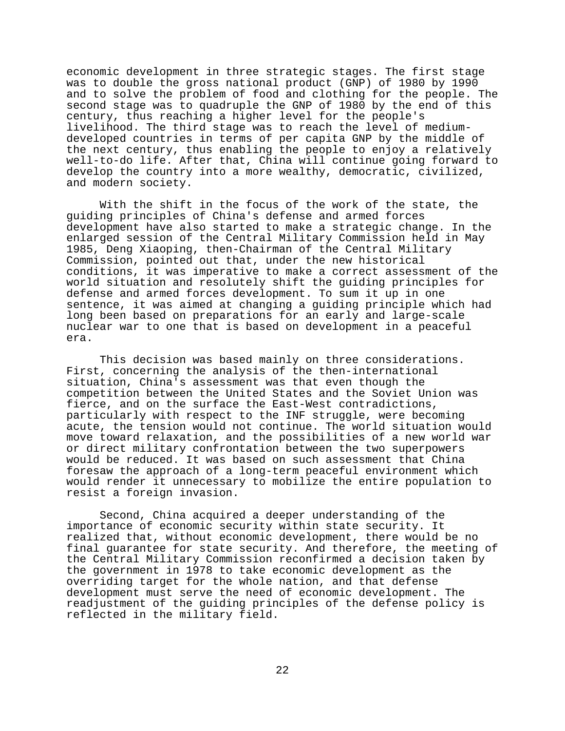economic development in three strategic stages. The first stage was to double the gross national product (GNP) of 1980 by 1990 and to solve the problem of food and clothing for the people. The second stage was to quadruple the GNP of 1980 by the end of this century, thus reaching a higher level for the people's livelihood. The third stage was to reach the level of medium-developed countries in terms of per capita GNP by the middle of the next century, thus enabling the people to enjoy a relatively well-to-do life. After that, China will continue going forward to develop the country into a more wealthy, democratic, civilized, and modern society.

With the shift in the focus of the work of the state, the guiding principles of China's defense and armed forces development have also started to make a strategic change. In the enlarged session of the Central Military Commission held in May 1985, Deng Xiaoping, then-Chairman of the Central Military Commission, pointed out that, under the new historical conditions, it was imperative to make a correct assessment of the world situation and resolutely shift the guiding principles for defense and armed forces development. To sum it up in one sentence, it was aimed at changing a guiding principle which had long been based on preparations for an early and large-scale nuclear war to one that is based on development in a peaceful era.

This decision was based mainly on three considerations. First, concerning the analysis of the then-international situation, China's assessment was that even though the competition between the United States and the Soviet Union was fierce, and on the surface the East-West contradictions, particularly with respect to the INF struggle, were becoming acute, the tension would not continue. The world situation would move toward relaxation, and the possibilities of a new world war or direct military confrontation between the two superpowers would be reduced. It was based on such assessment that China foresaw the approach of a long-term peaceful environment which would render it unnecessary to mobilize the entire population to resist a foreign invasion.

Second, China acquired a deeper understanding of the importance of economic security within state security. It realized that, without economic development, there would be no final guarantee for state security. And therefore, the meeting of the Central Military Commission reconfirmed a decision taken by the government in 1978 to take economic development as the overriding target for the whole nation, and that defense development must serve the need of economic development. The readjustment of the guiding principles of the defense policy is reflected in the military field.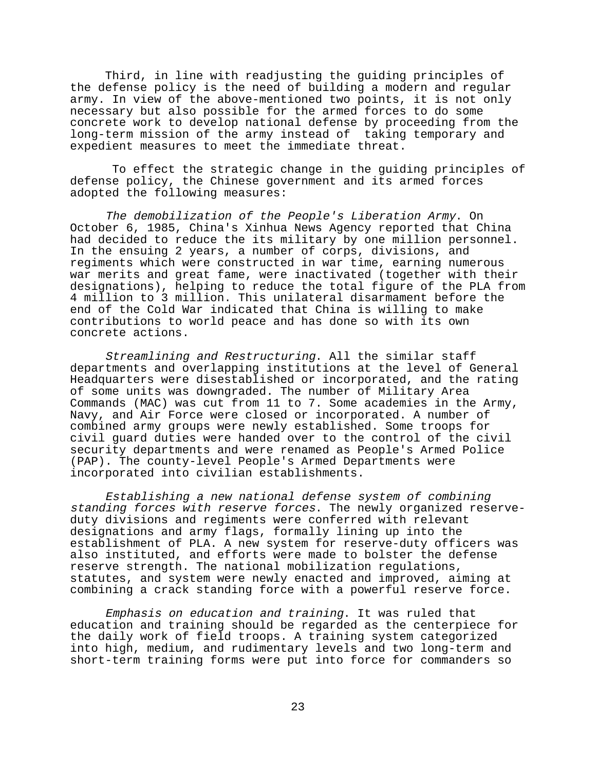Third, in line with readjusting the guiding principles of the defense policy is the need of building a modern and regular army. In view of the above-mentioned two points, it is not only necessary but also possible for the armed forces to do some concrete work to develop national defense by proceeding from the long-term mission of the army instead of taking temporary and expedient measures to meet the immediate threat.

To effect the strategic change in the guiding principles of defense policy, the Chinese government and its armed forces adopted the following measures:

*The demobilization of the People's Liberation Army*. On October 6, 1985, China's Xinhua News Agency reported that China had decided to reduce the its military by one million personnel. In the ensuing 2 years, a number of corps, divisions, and regiments which were constructed in war time, earning numerous war merits and great fame, were inactivated (together with their designations), helping to reduce the total figure of the PLA from 4 million to 3 million. This unilateral disarmament before the end of the Cold War indicated that China is willing to make contributions to world peace and has done so with its own concrete actions.

*Streamlining and Restructuring*. All the similar staff departments and overlapping institutions at the level of General Headquarters were disestablished or incorporated, and the rating of some units was downgraded. The number of Military Area Commands (MAC) was cut from 11 to 7. Some academies in the Army, Navy, and Air Force were closed or incorporated. A number of combined army groups were newly established. Some troops for civil guard duties were handed over to the control of the civil security departments and were renamed as People's Armed Police (PAP). The county-level People's Armed Departments were incorporated into civilian establishments.

*Establishing a new national defense system of combining standing forces with reserve forces*. The newly organized reserve-duty divisions and regiments were conferred with relevant designations and army flags, formally lining up into the establishment of PLA. A new system for reserve-duty officers was also instituted, and efforts were made to bolster the defense reserve strength. The national mobilization regulations, statutes, and system were newly enacted and improved, aiming at combining a crack standing force with a powerful reserve force.

*Emphasis on education and training*. It was ruled that education and training should be regarded as the centerpiece for the daily work of field troops. A training system categorized into high, medium, and rudimentary levels and two long-term and short-term training forms were put into force for commanders so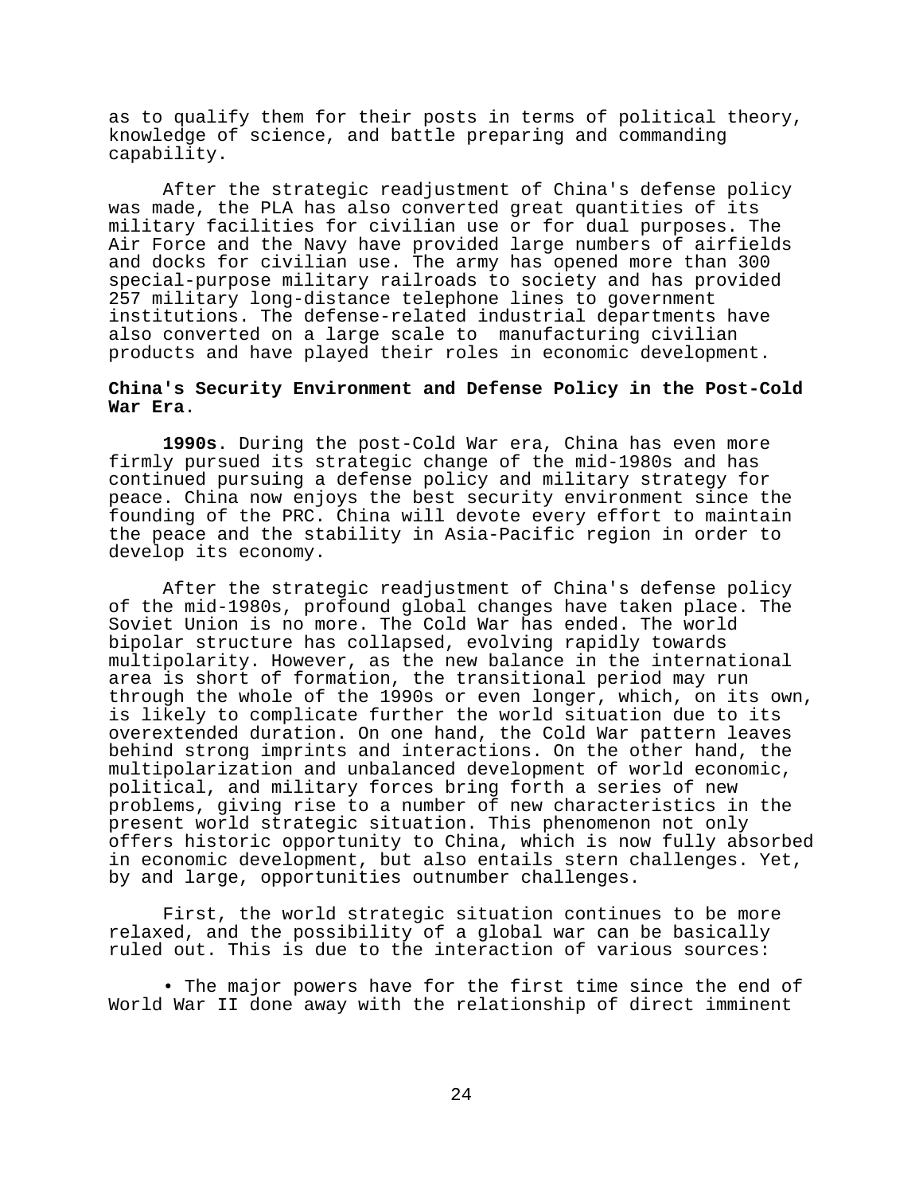as to qualify them for their posts in terms of political theory, knowledge of science, and battle preparing and commanding capability.

After the strategic readjustment of China's defense policy was made, the PLA has also converted great quantities of its military facilities for civilian use or for dual purposes. The Air Force and the Navy have provided large numbers of airfields and docks for civilian use. The army has opened more than 300 special-purpose military railroads to society and has provided 257 military long-distance telephone lines to government institutions. The defense-related industrial departments have also converted on a large scale to manufacturing civilian products and have played their roles in economic development.

**China's Security Environment and Defense Policy in the Post-Cold War Era.**

**1990s.** During the post-Cold War era, China has even more firmly pursued its strategic change of the mid-1980s and has continued pursuing a defense policy and military strategy for peace. China now enjoys the best security environment since the founding of the PRC. China will devote every effort to maintain the peace and the stability in Asia-Pacific region in order to develop its economy.

After the strategic readjustment of China's defense policy of the mid-1980s, profound global changes have taken place. The Soviet Union is no more. The Cold War has ended. The world bipolar structure has collapsed, evolving rapidly towards multipolarity. However, as the new balance in the international area is short of formation, the transitional period may run through the whole of the 1990s or even longer, which, on its own, is likely to complicate further the world situation due to its overextended duration. On one hand, the Cold War pattern leaves behind strong imprints and interactions. On the other hand, the multipolarization and unbalanced development of world economic, political, and military forces bring forth a series of new problems, giving rise to a number of new characteristics in the present world strategic situation. This phenomenon not only offers historic opportunity to China, which is now fully absorbed in economic development, but also entails stern challenges. Yet, by and large, opportunities outnumber challenges.

First, the world strategic situation continues to be more relaxed, and the possibility of a global war can be basically ruled out. This is due to the interaction of various sources:

- The major powers have for the first time since the end of World War II done away with the relationship of direct imminent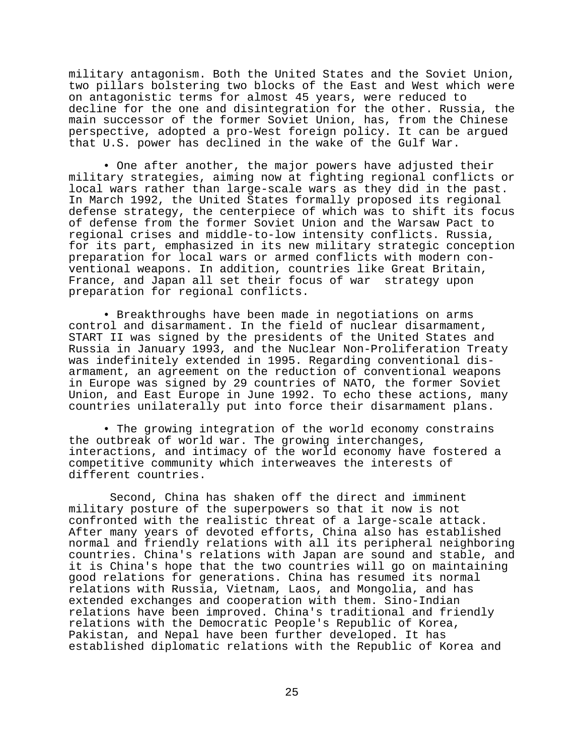military antagonism. Both the United States and the Soviet Union, two pillars bolstering two blocks of the East and West which were on antagonistic terms for almost 45 years, were reduced to decline for the one and disintegration for the other. Russia, the main successor of the former Soviet Union, has, from the Chinese perspective, adopted a pro-West foreign policy. It can be argued that U.S. power has declined in the wake of the Gulf War.

- One after another, the major powers have adjusted their military strategies, aiming now at fighting regional conflicts or local wars rather than large-scale wars as they did in the past. In March 1992, the United States formally proposed its regional defense strategy, the centerpiece of which was to shift its focus of defense from the former Soviet Union and the Warsaw Pact to regional crises and middle-to-low intensity conflicts. Russia, for its part, emphasized in its new military strategic conception preparation for local wars or armed conflicts with modern conventional weapons. In addition, countries like Great Britain, France, and Japan all set their focus of war strategy upon preparation for regional conflicts.

- Breakthroughs have been made in negotiations on arms control and disarmament. In the field of nuclear disarmament, START II was signed by the presidents of the United States and Russia in January 1993, and the Nuclear Non-Proliferation Treaty was indefinitely extended in 1995. Regarding conventional disarmament, an agreement on the reduction of conventional weapons in Europe was signed by 29 countries of NATO, the former Soviet Union, and East Europe in June 1992. To echo these actions, many countries unilaterally put into force their disarmament plans.

- The growing integration of the world economy constrains the outbreak of world war. The growing interchanges, interactions, and intimacy of the world economy have fostered a competitive community which interweaves the interests of different countries.

Second, China has shaken off the direct and imminent military posture of the superpowers so that it now is not confronted with the realistic threat of a large-scale attack. After many years of devoted efforts, China also has established normal and friendly relations with all its peripheral neighboring countries. China's relations with Japan are sound and stable, and it is China's hope that the two countries will go on maintaining good relations for generations. China has resumed its normal relations with Russia, Vietnam, Laos, and Mongolia, and has extended exchanges and cooperation with them. Sino-Indian relations have been improved. China's traditional and friendly relations with the Democratic People's Republic of Korea, Pakistan, and Nepal have been further developed. It has established diplomatic relations with the Republic of Korea and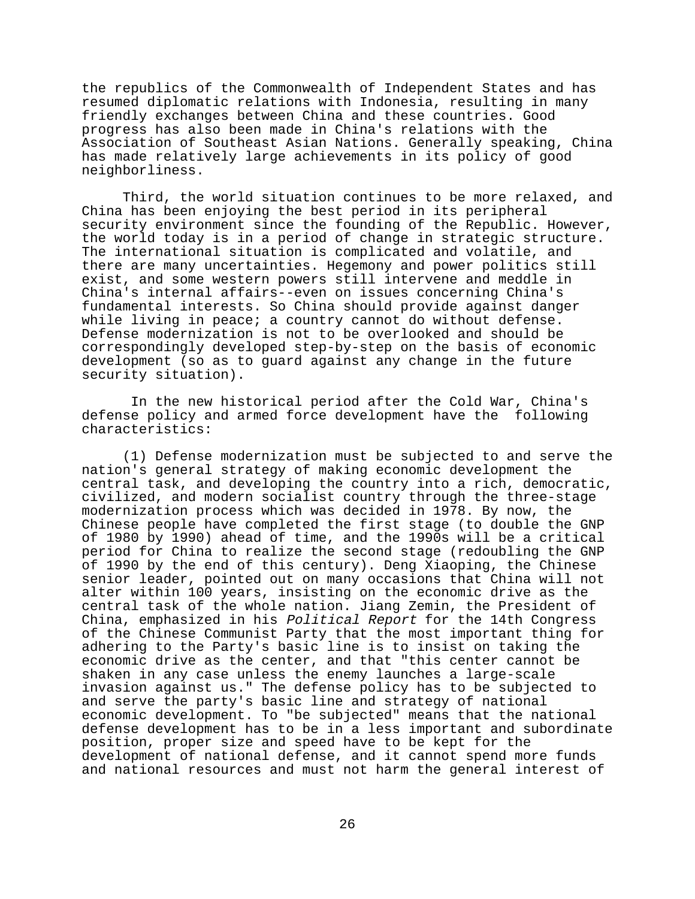the republics of the Commonwealth of Independent States and has resumed diplomatic relations with Indonesia, resulting in many friendly exchanges between China and these countries. Good progress has also been made in China's relations with the Association of Southeast Asian Nations. Generally speaking, China has made relatively large achievements in its policy of good neighborliness.

Third, the world situation continues to be more relaxed, and China has been enjoying the best period in its peripheral security environment since the founding of the Republic. However, the world today is in a period of change in strategic structure. The international situation is complicated and volatile, and there are many uncertainties. Hegemony and power politics still exist, and some western powers still intervene and meddle in China's internal affairs--even on issues concerning China's fundamental interests. So China should provide against danger while living in peace; a country cannot do without defense. Defense modernization is not to be overlooked and should be correspondingly developed step-by-step on the basis of economic development (so as to guard against any change in the future security situation).

In the new historical period after the Cold War, China's defense policy and armed force development have the following characteristics:

(1) Defense modernization must be subjected to and serve the nation's general strategy of making economic development the central task, and developing the country into a rich, democratic, civilized, and modern socialist country through the three-stage modernization process which was decided in 1978. By now, the Chinese people have completed the first stage (to double the GNP of 1980 by 1990) ahead of time, and the 1990s will be a critical period for China to realize the second stage (redoubling the GNP of 1990 by the end of this century). Deng Xiaoping, the Chinese senior leader, pointed out on many occasions that China will not alter within 100 years, insisting on the economic drive as the central task of the whole nation. Jiang Zemin, the President of China, emphasized in his *Political Report* for the 14th Congress of the Chinese Communist Party that the most important thing for adhering to the Party's basic line is to insist on taking the economic drive as the center, and that "this center cannot be shaken in any case unless the enemy launches a large-scale invasion against us." The defense policy has to be subjected to and serve the party's basic line and strategy of national economic development. To "be subjected" means that the national defense development has to be in a less important and subordinate position, proper size and speed have to be kept for the development of national defense, and it cannot spend more funds and national resources and must not harm the general interest of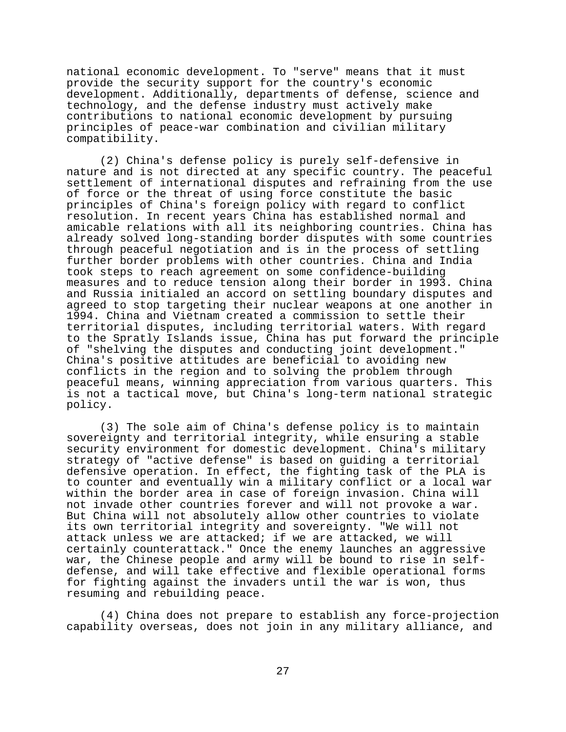national economic development. To "serve" means that it must provide the security support for the country's economic development. Additionally, departments of defense, science and technology, and the defense industry must actively make contributions to national economic development by pursuing principles of peace-war combination and civilian military compatibility.

(2) China's defense policy is purely self-defensive in nature and is not directed at any specific country. The peaceful settlement of international disputes and refraining from the use of force or the threat of using force constitute the basic principles of China's foreign policy with regard to conflict resolution. In recent years China has established normal and amicable relations with all its neighboring countries. China has already solved long-standing border disputes with some countries through peaceful negotiation and is in the process of settling further border problems with other countries. China and India took steps to reach agreement on some confidence-building measures and to reduce tension along their border in 1993. China and Russia initialed an accord on settling boundary disputes and agreed to stop targeting their nuclear weapons at one another in 1994. China and Vietnam created a commission to settle their territorial disputes, including territorial waters. With regard to the Spratly Islands issue, China has put forward the principle of "shelving the disputes and conducting joint development." China's positive attitudes are beneficial to avoiding new conflicts in the region and to solving the problem through peaceful means, winning appreciation from various quarters. This is not a tactical move, but China's long-term national strategic policy.

(3) The sole aim of China's defense policy is to maintain sovereignty and territorial integrity, while ensuring a stable security environment for domestic development. China's military strategy of "active defense" is based on guiding a territorial defensive operation. In effect, the fighting task of the PLA is to counter and eventually win a military conflict or a local war within the border area in case of foreign invasion. China will not invade other countries forever and will not provoke a war. But China will not absolutely allow other countries to violate its own territorial integrity and sovereignty. "We will not attack unless we are attacked; if we are attacked, we will certainly counterattack." Once the enemy launches an aggressive war, the Chinese people and army will be bound to rise in self-defense, and will take effective and flexible operational forms for fighting against the invaders until the war is won, thus resuming and rebuilding peace.

(4) China does not prepare to establish any force-projection capability overseas, does not join in any military alliance, and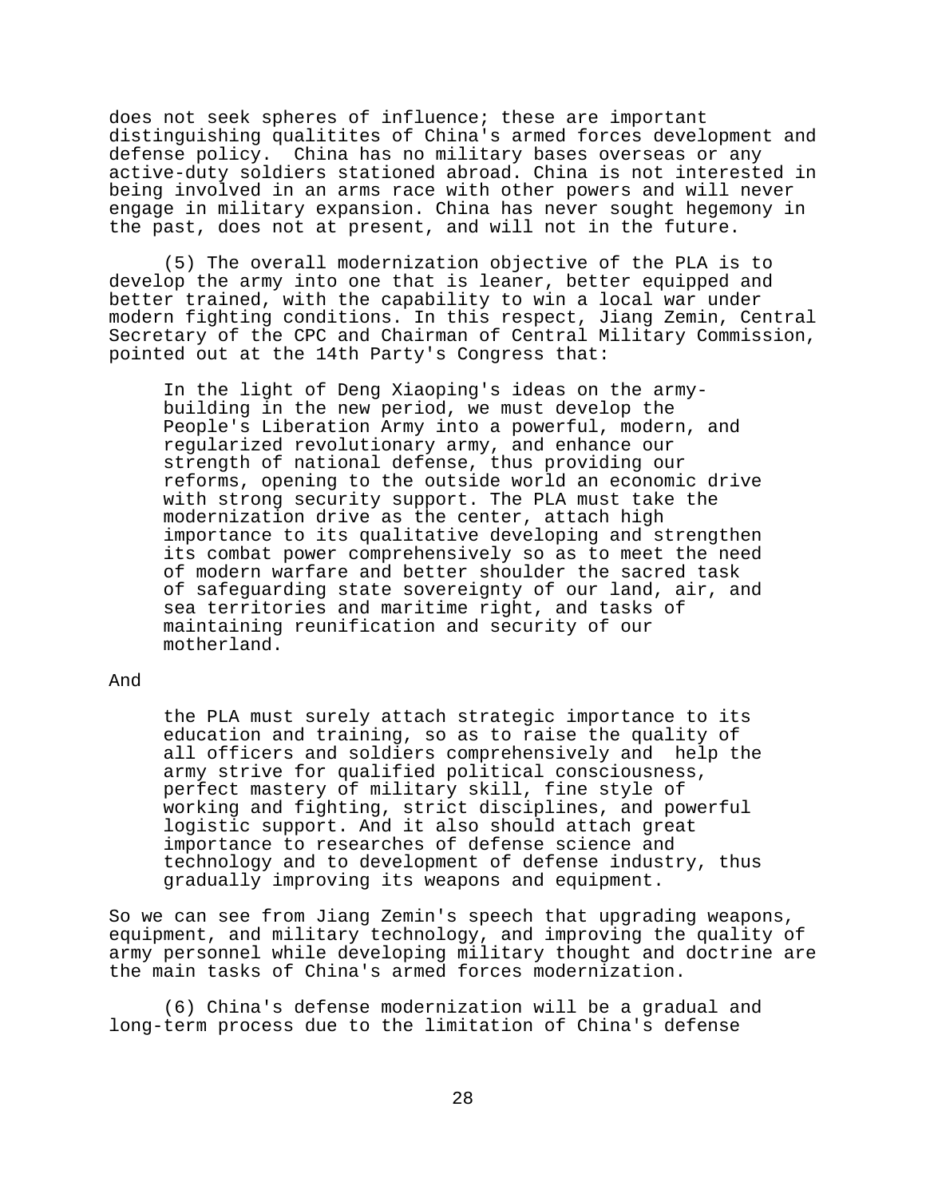does not seek spheres of influence; these are important distinguishing qualitites of China's armed forces development and defense policy. China has no military bases overseas or any active-duty soldiers stationed abroad. China is not interested in being involved in an arms race with other powers and will never engage in military expansion. China has never sought hegemony in the past, does not at present, and will not in the future.

(5) The overall modernization objective of the PLA is to develop the army into one that is leaner, better equipped and better trained, with the capability to win a local war under modern fighting conditions. In this respect, Jiang Zemin, Central Secretary of the CPC and Chairman of Central Military Commission, pointed out at the 14th Party's Congress that:

> In the light of Deng Xiaoping's ideas on the army-building in the new period, we must develop the People's Liberation Army into a powerful, modern, and regularized revolutionary army, and enhance our strength of national defense, thus providing our reforms, opening to the outside world an economic drive with strong security support. The PLA must take the modernization drive as the center, attach high importance to its qualitative developing and strengthen its combat power comprehensively so as to meet the need of modern warfare and better shoulder the sacred task of safeguarding state sovereignty of our land, air, and sea territories and maritime right, and tasks of maintaining reunification and security of our motherland.

And

> the PLA must surely attach strategic importance to its education and training, so as to raise the quality of all officers and soldiers comprehensively and help the army strive for qualified political consciousness, perfect mastery of military skill, fine style of working and fighting, strict disciplines, and powerful logistic support. And it also should attach great importance to researches of defense science and technology and to development of defense industry, thus gradually improving its weapons and equipment.

So we can see from Jiang Zemin's speech that upgrading weapons, equipment, and military technology, and improving the quality of army personnel while developing military thought and doctrine are the main tasks of China's armed forces modernization.

(6) China's defense modernization will be a gradual and long-term process due to the limitation of China's defense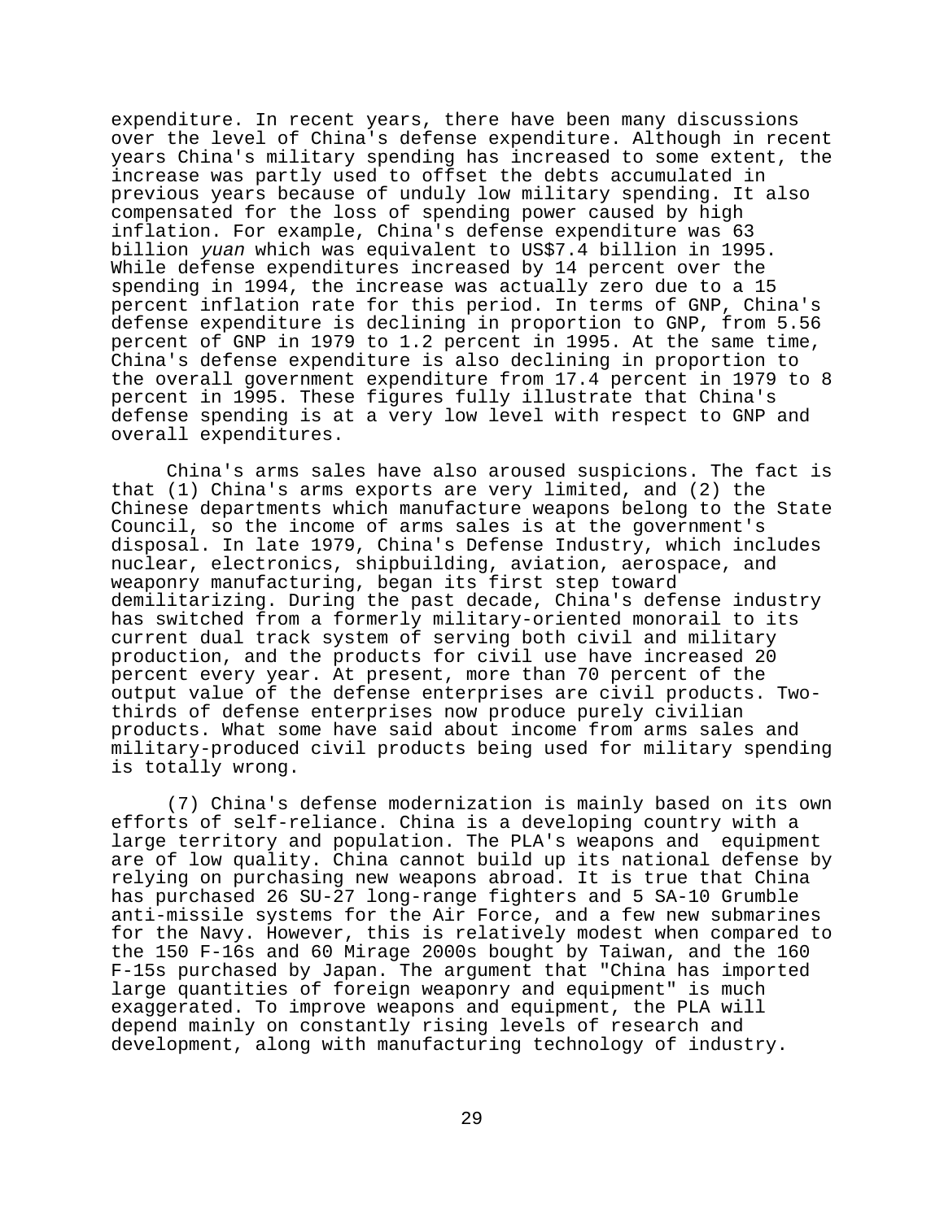expenditure. In recent years, there have been many discussions over the level of China's defense expenditure. Although in recent years China's military spending has increased to some extent, the increase was partly used to offset the debts accumulated in previous years because of unduly low military spending. It also compensated for the loss of spending power caused by high inflation. For example, China's defense expenditure was 63 billion *yuan* which was equivalent to US$7.4 billion in 1995. While defense expenditures increased by 14 percent over the spending in 1994, the increase was actually zero due to a 15 percent inflation rate for this period. In terms of GNP, China's defense expenditure is declining in proportion to GNP, from 5.56 percent of GNP in 1979 to 1.2 percent in 1995. At the same time, China's defense expenditure is also declining in proportion to the overall government expenditure from 17.4 percent in 1979 to 8 percent in 1995. These figures fully illustrate that China's defense spending is at a very low level with respect to GNP and overall expenditures.

China's arms sales have also aroused suspicions. The fact is that (1) China's arms exports are very limited, and (2) the Chinese departments which manufacture weapons belong to the State Council, so the income of arms sales is at the government's disposal. In late 1979, China's Defense Industry, which includes nuclear, electronics, shipbuilding, aviation, aerospace, and weaponry manufacturing, began its first step toward demilitarizing. During the past decade, China's defense industry has switched from a formerly military-oriented monorail to its current dual track system of serving both civil and military production, and the products for civil use have increased 20 percent every year. At present, more than 70 percent of the output value of the defense enterprises are civil products. Two-thirds of defense enterprises now produce purely civilian products. What some have said about income from arms sales and military-produced civil products being used for military spending is totally wrong.

(7) China's defense modernization is mainly based on its own efforts of self-reliance. China is a developing country with a large territory and population. The PLA's weapons and equipment are of low quality. China cannot build up its national defense by relying on purchasing new weapons abroad. It is true that China has purchased 26 SU-27 long-range fighters and 5 SA-10 Grumble anti-missile systems for the Air Force, and a few new submarines for the Navy. However, this is relatively modest when compared to the 150 F-16s and 60 Mirage 2000s bought by Taiwan, and the 160 F-15s purchased by Japan. The argument that "China has imported large quantities of foreign weaponry and equipment" is much exaggerated. To improve weapons and equipment, the PLA will depend mainly on constantly rising levels of research and development, along with manufacturing technology of industry.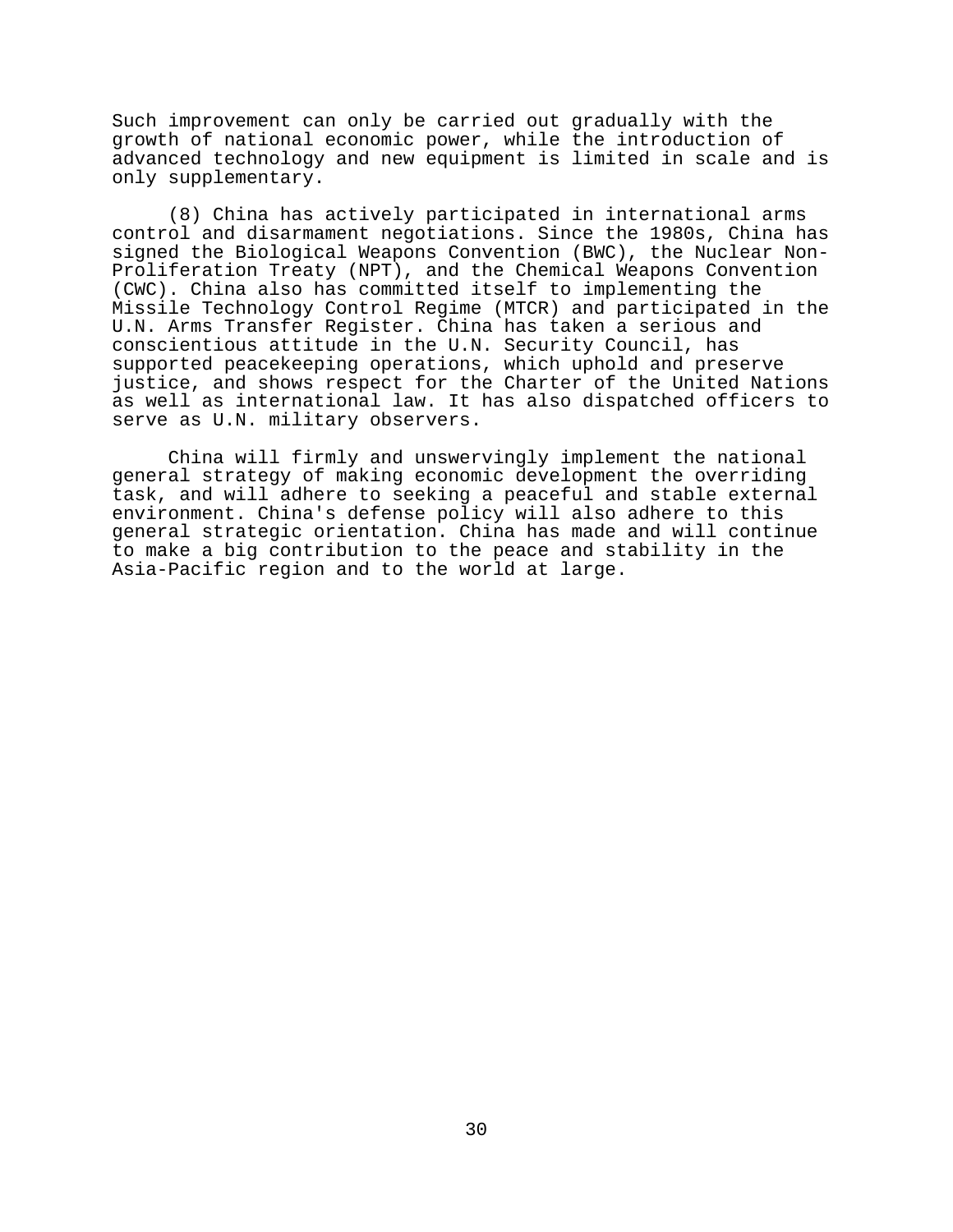Such improvement can only be carried out gradually with the growth of national economic power, while the introduction of advanced technology and new equipment is limited in scale and is only supplementary.

(8) China has actively participated in international arms control and disarmament negotiations. Since the 1980s, China has signed the Biological Weapons Convention (BWC), the Nuclear Non-Proliferation Treaty (NPT), and the Chemical Weapons Convention (CWC). China also has committed itself to implementing the Missile Technology Control Regime (MTCR) and participated in the U.N. Arms Transfer Register. China has taken a serious and conscientious attitude in the U.N. Security Council, has supported peacekeeping operations, which uphold and preserve justice, and shows respect for the Charter of the United Nations as well as international law. It has also dispatched officers to serve as U.N. military observers.

China will firmly and unswervingly implement the national general strategy of making economic development the overriding task, and will adhere to seeking a peaceful and stable external environment. China's defense policy will also adhere to this general strategic orientation. China has made and will continue to make a big contribution to the peace and stability in the Asia-Pacific region and to the world at large.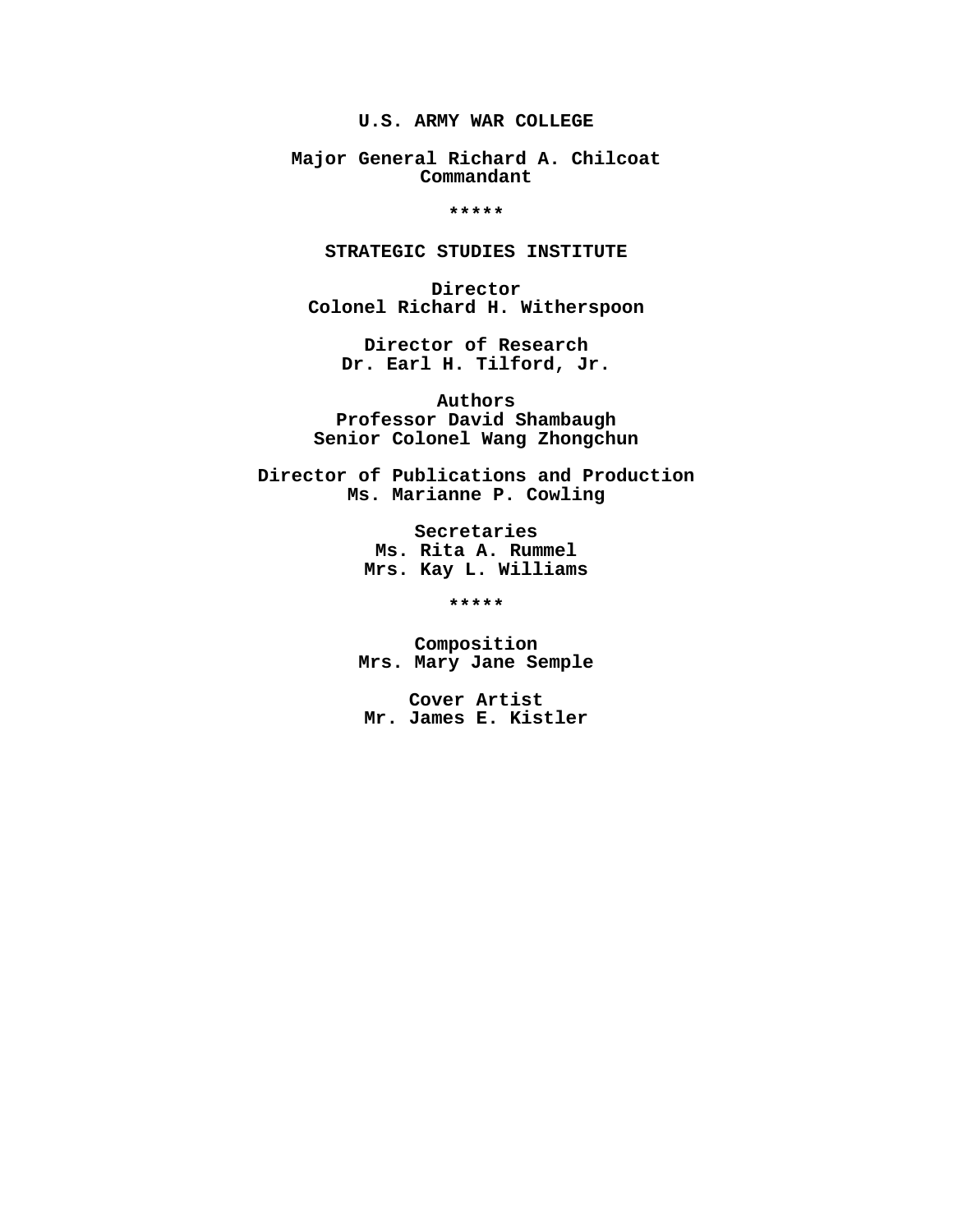**U.S. ARMY WAR COLLEGE**

**Major General Richard A. Chilcoat**
**Commandant**

**\*\*\*\*\***

**STRATEGIC STUDIES INSTITUTE**

**Director**
**Colonel Richard H. Witherspoon**

**Director of Research**
**Dr. Earl H. Tilford, Jr.**

**Authors**
**Professor David Shambaugh**
**Senior Colonel Wang Zhongchun**

**Director of Publications and Production**
**Ms. Marianne P. Cowling**

**Secretaries**
**Ms. Rita A. Rummel**
**Mrs. Kay L. Williams**

**\*\*\*\*\***

**Composition**
**Mrs. Mary Jane Semple**

**Cover Artist**
**Mr. James E. Kistler**